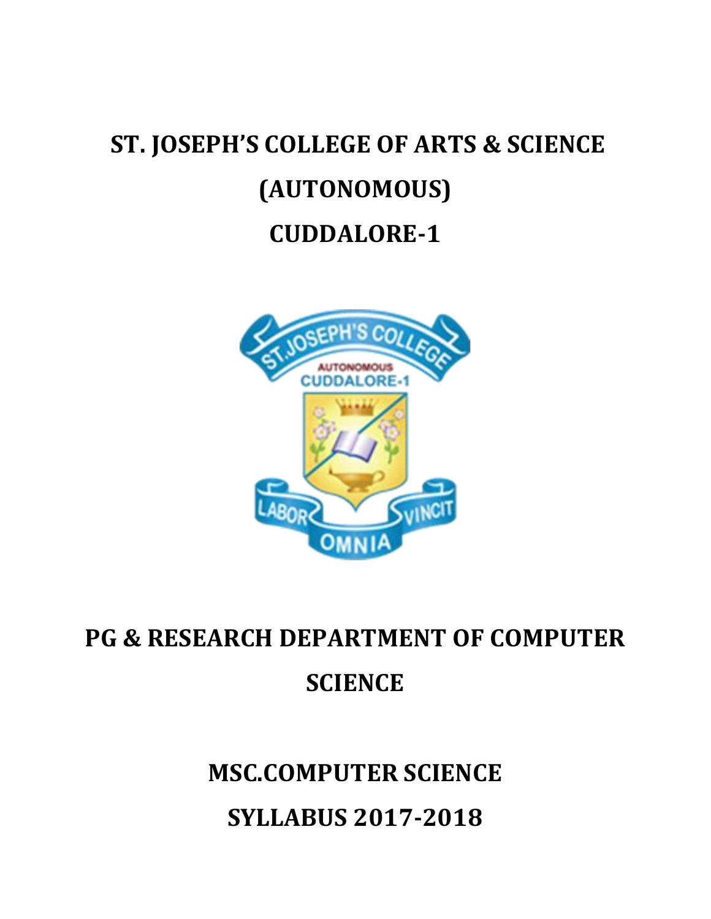# ST. JOSEPH'S COLLEGE OF ARTS & SCIENCE

# (AUTONOMOUS)

# CUDDALORE-1

# PG & RESEARCH DEPARTMENT OF COMPUTER SCIENCE

# MSC.COMPUTER SCIENCE

# SYLLABUS 2017-2018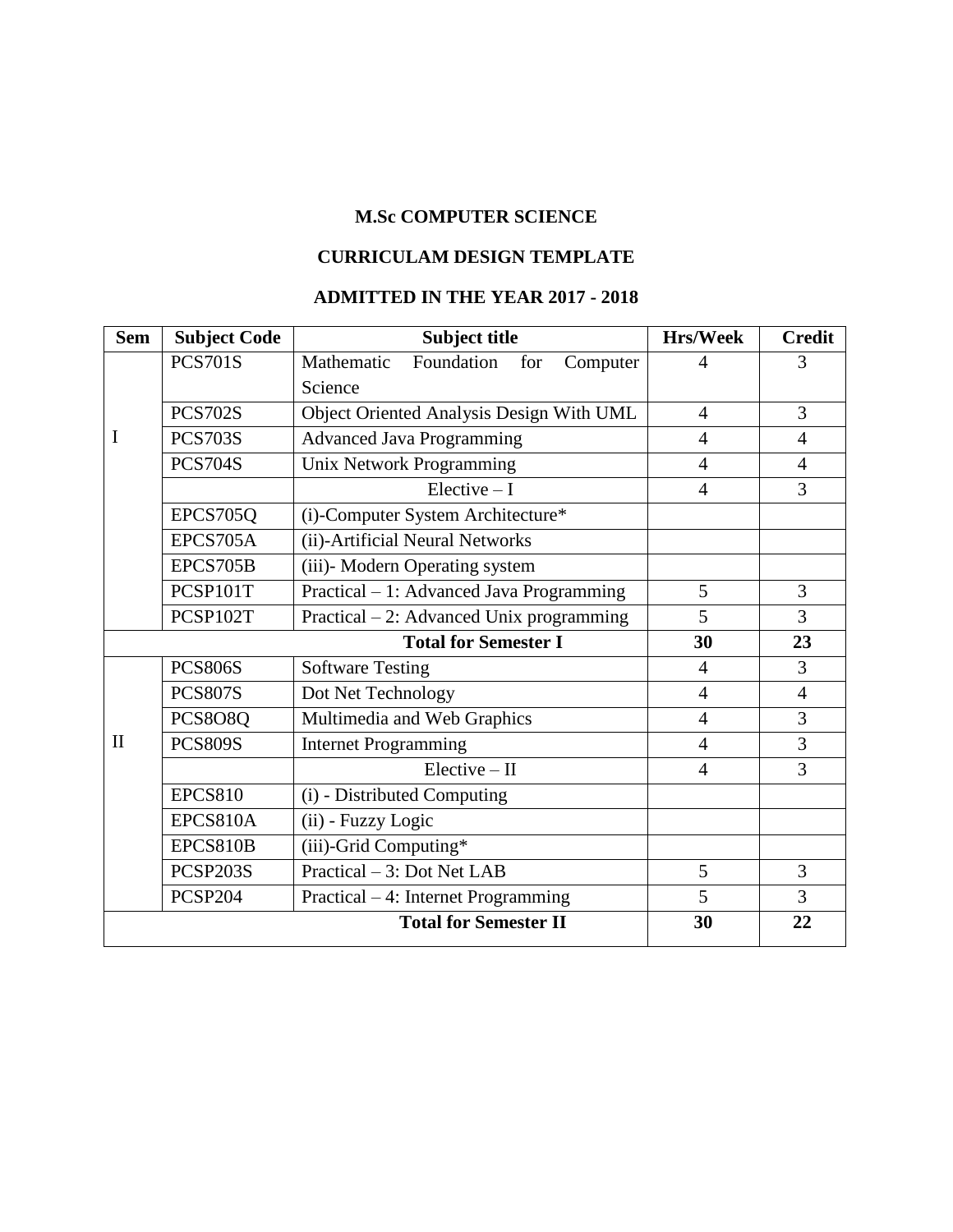**M.Sc COMPUTER SCIENCE**

**CURRICULAM DESIGN TEMPLATE**

**ADMITTED IN THE YEAR 2017 - 2018**

| Sem | Subject Code | Subject title | Hrs/Week | Credit |
|---|---|---|---|---|
| I | PCS701S | Mathematic Foundation for Computer Science | 4 | 3 |
| | PCS702S | Object Oriented Analysis Design With UML | 4 | 3 |
| | PCS703S | Advanced Java Programming | 4 | 4 |
| | PCS704S | Unix Network Programming | 4 | 4 |
| | | Elective – I | 4 | 3 |
| | EPCS705Q | (i)-Computer System Architecture* | | |
| | EPCS705A | (ii)-Artificial Neural Networks | | |
| | EPCS705B | (iii)- Modern Operating system | | |
| | PCSP101T | Practical – 1: Advanced Java Programming | 5 | 3 |
| | PCSP102T | Practical – 2: Advanced Unix programming | 5 | 3 |
| | | **Total for Semester I** | **30** | **23** |
| II | PCS806S | Software Testing | 4 | 3 |
| | PCS807S | Dot Net Technology | 4 | 4 |
| | PCS8O8Q | Multimedia and Web Graphics | 4 | 3 |
| | PCS809S | Internet Programming | 4 | 3 |
| | | Elective – II | 4 | 3 |
| | EPCS810 | (i) - Distributed Computing | | |
| | EPCS810A | (ii) - Fuzzy Logic | | |
| | EPCS810B | (iii)-Grid Computing* | | |
| | PCSP203S | Practical – 3: Dot Net LAB | 5 | 3 |
| | PCSP204 | Practical – 4: Internet Programming | 5 | 3 |
| | | **Total for Semester II** | **30** | **22** |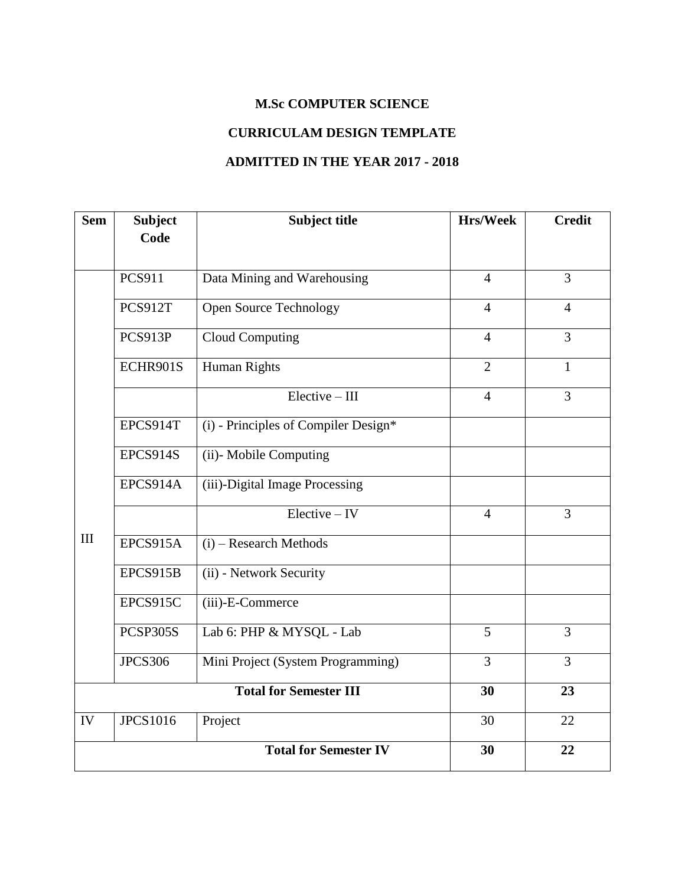**M.Sc COMPUTER SCIENCE**

**CURRICULAM DESIGN TEMPLATE**

**ADMITTED IN THE YEAR 2017 - 2018**

| Sem | Subject Code | Subject title | Hrs/Week | Credit |
|---|---|---|---|---|
| III | PCS911 | Data Mining and Warehousing | 4 | 3 |
| | PCS912T | Open Source Technology | 4 | 4 |
| | PCS913P | Cloud Computing | 4 | 3 |
| | ECHR901S | Human Rights | 2 | 1 |
| | | Elective – III | 4 | 3 |
| | EPCS914T | (i) - Principles of Compiler Design* | | |
| | EPCS914S | (ii)- Mobile Computing | | |
| | EPCS914A | (iii)-Digital Image Processing | | |
| | | Elective – IV | 4 | 3 |
| | EPCS915A | (i) – Research Methods | | |
| | EPCS915B | (ii) - Network Security | | |
| | EPCS915C | (iii)-E-Commerce | | |
| | PCSP305S | Lab 6: PHP & MYSQL - Lab | 5 | 3 |
| | JPCS306 | Mini Project (System Programming) | 3 | 3 |
| **Total for Semester III** | | | **30** | **23** |
| IV | JPCS1016 | Project | 30 | 22 |
| **Total for Semester IV** | | | **30** | **22** |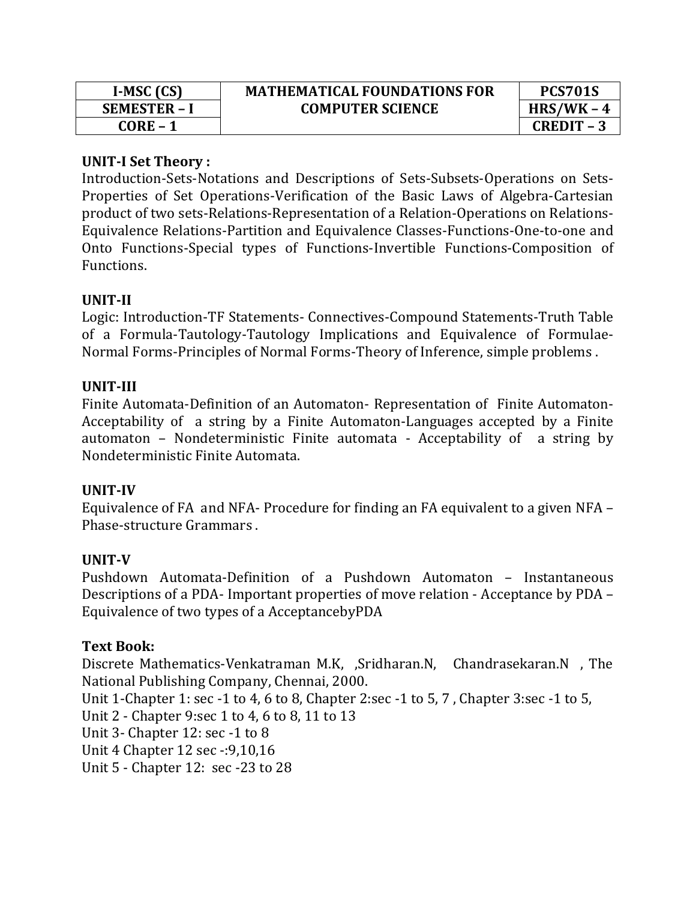| I-MSC (CS) | MATHEMATICAL FOUNDATIONS FOR COMPUTER SCIENCE | PCS701S |
|---|---|---|
| SEMESTER – I | | HRS/WK – 4 |
| CORE – 1 | | CREDIT – 3 |

**UNIT-I Set Theory :**

Introduction-Sets-Notations and Descriptions of Sets-Subsets-Operations on Sets-Properties of Set Operations-Verification of the Basic Laws of Algebra-Cartesian product of two sets-Relations-Representation of a Relation-Operations on Relations-Equivalence Relations-Partition and Equivalence Classes-Functions-One-to-one and Onto Functions-Special types of Functions-Invertible Functions-Composition of Functions.

**UNIT-II**

Logic: Introduction-TF Statements- Connectives-Compound Statements-Truth Table of a Formula-Tautology-Tautology Implications and Equivalence of Formulae-Normal Forms-Principles of Normal Forms-Theory of Inference, simple problems .

**UNIT-III**

Finite Automata-Definition of an Automaton- Representation of Finite Automaton-Acceptability of a string by a Finite Automaton-Languages accepted by a Finite automaton – Nondeterministic Finite automata - Acceptability of a string by Nondeterministic Finite Automata.

**UNIT-IV**

Equivalence of FA and NFA- Procedure for finding an FA equivalent to a given NFA – Phase-structure Grammars .

**UNIT-V**

Pushdown Automata-Definition of a Pushdown Automaton – Instantaneous Descriptions of a PDA- Important properties of move relation - Acceptance by PDA – Equivalence of two types of a AcceptancebyPDA

**Text Book:**

Discrete Mathematics-Venkatraman M.K, ,Sridharan.N, Chandrasekaran.N , The National Publishing Company, Chennai, 2000.

Unit 1-Chapter 1: sec -1 to 4, 6 to 8, Chapter 2:sec -1 to 5, 7 , Chapter 3:sec -1 to 5,

Unit 2 - Chapter 9:sec 1 to 4, 6 to 8, 11 to 13

Unit 3- Chapter 12: sec -1 to 8

Unit 4 Chapter 12 sec -:9,10,16

Unit 5 - Chapter 12: sec -23 to 28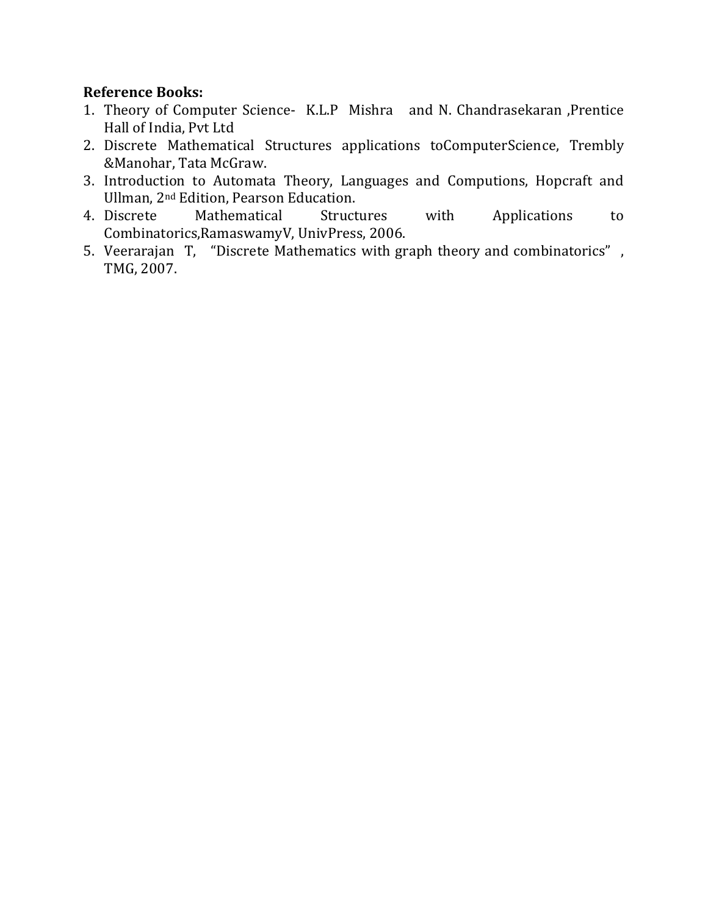**Reference Books:**

1. Theory of Computer Science- K.L.P Mishra and N. Chandrasekaran ,Prentice Hall of India, Pvt Ltd
2. Discrete Mathematical Structures applications toComputerScience, Trembly &Manohar, Tata McGraw.
3. Introduction to Automata Theory, Languages and Computions, Hopcraft and Ullman, 2nd Edition, Pearson Education.
4. Discrete Mathematical Structures with Applications to Combinatorics,RamaswamyV, UnivPress, 2006.
5. Veerarajan T, "Discrete Mathematics with graph theory and combinatorics" , TMG, 2007.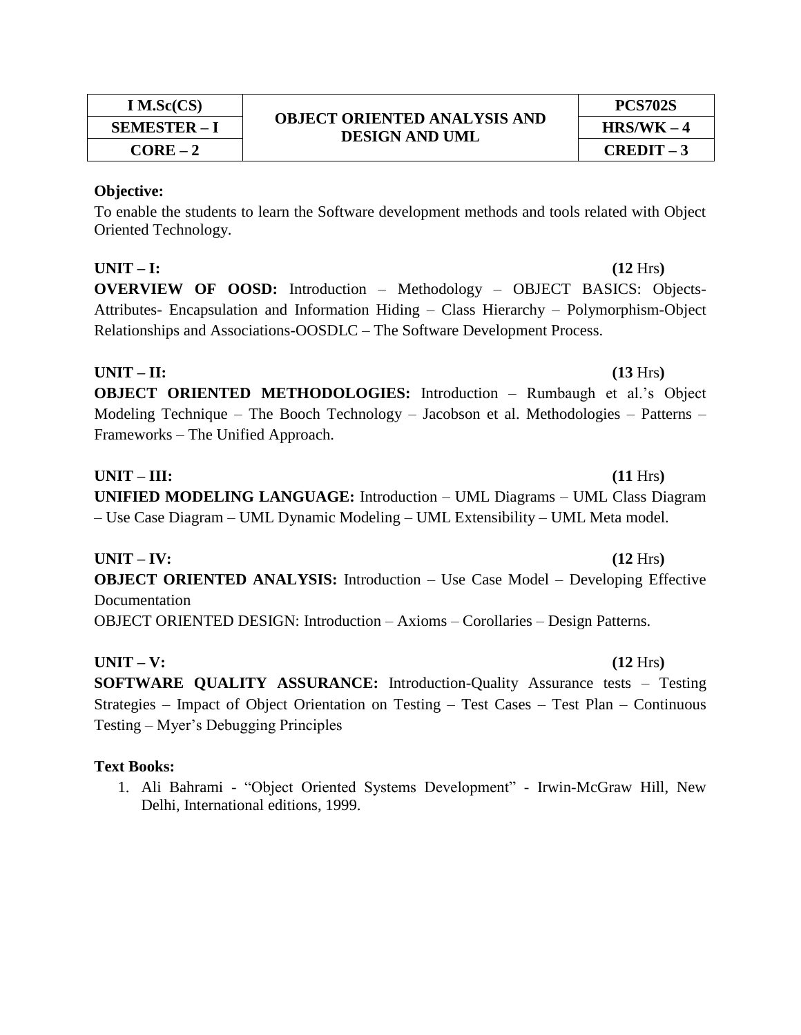| I M.Sc(CS) | OBJECT ORIENTED ANALYSIS AND DESIGN AND UML | PCS702S |
|---|---|---|
| SEMESTER – I | | HRS/WK – 4 |
| CORE – 2 | | CREDIT – 3 |

**Objective:**

To enable the students to learn the Software development methods and tools related with Object Oriented Technology.

**UNIT – I:** **(12** Hrs**)**

**OVERVIEW OF OOSD:** Introduction – Methodology – OBJECT BASICS: Objects-Attributes- Encapsulation and Information Hiding – Class Hierarchy – Polymorphism-Object Relationships and Associations-OOSDLC – The Software Development Process.

**UNIT – II:** **(13** Hrs**)**

**OBJECT ORIENTED METHODOLOGIES:** Introduction – Rumbaugh et al.'s Object Modeling Technique – The Booch Technology – Jacobson et al. Methodologies – Patterns – Frameworks – The Unified Approach.

**UNIT – III:** **(11** Hrs**)**

**UNIFIED MODELING LANGUAGE:** Introduction – UML Diagrams – UML Class Diagram – Use Case Diagram – UML Dynamic Modeling – UML Extensibility – UML Meta model.

**UNIT – IV:** **(12** Hrs**)**

**OBJECT ORIENTED ANALYSIS:** Introduction – Use Case Model – Developing Effective Documentation

OBJECT ORIENTED DESIGN: Introduction – Axioms – Corollaries – Design Patterns.

**UNIT – V:** **(12** Hrs**)**

**SOFTWARE QUALITY ASSURANCE:** Introduction-Quality Assurance tests – Testing Strategies – Impact of Object Orientation on Testing – Test Cases – Test Plan – Continuous Testing – Myer's Debugging Principles

**Text Books:**

1. Ali Bahrami - "Object Oriented Systems Development" - Irwin-McGraw Hill, New Delhi, International editions, 1999.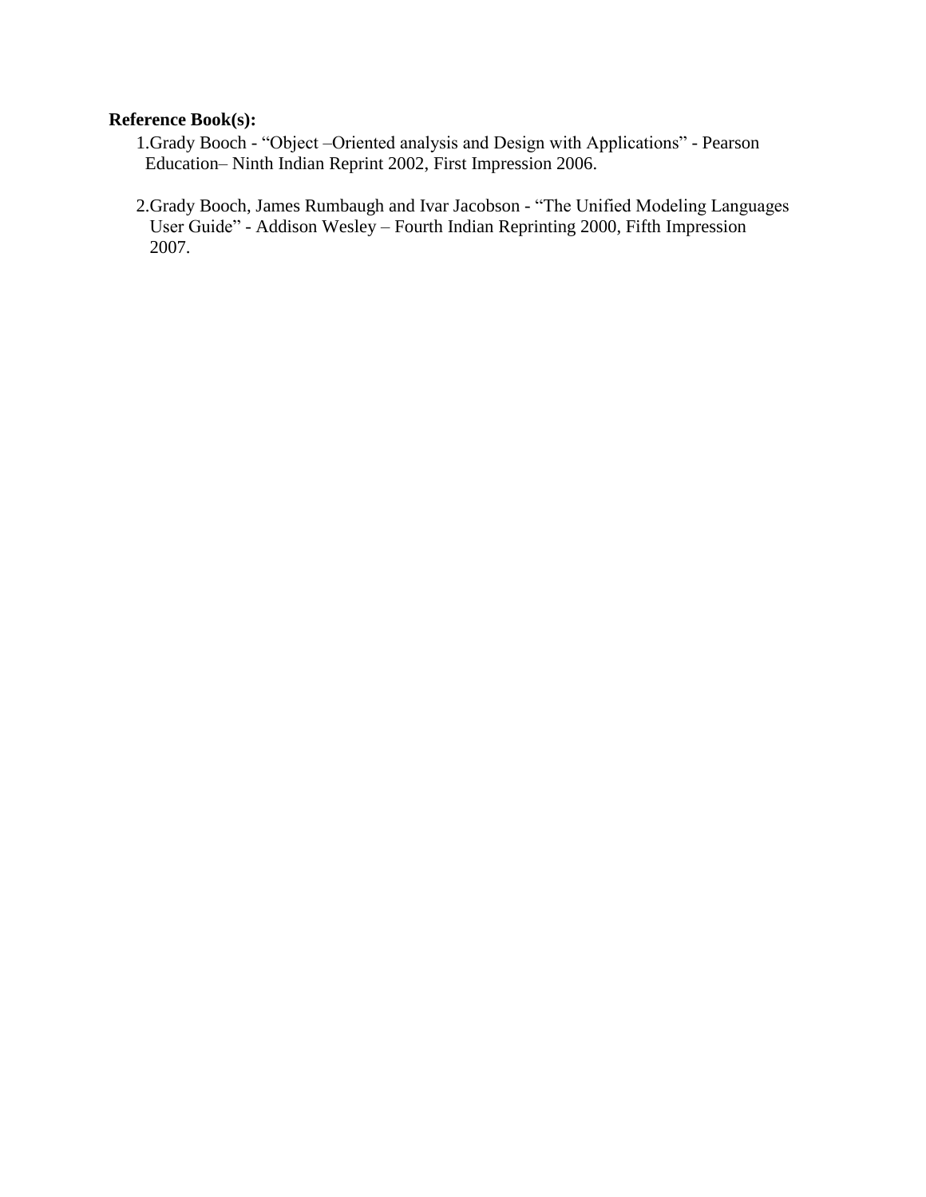**Reference Book(s):**

1. Grady Booch - "Object –Oriented analysis and Design with Applications" - Pearson Education– Ninth Indian Reprint 2002, First Impression 2006.

2. Grady Booch, James Rumbaugh and Ivar Jacobson - "The Unified Modeling Languages User Guide" - Addison Wesley – Fourth Indian Reprinting 2000, Fifth Impression 2007.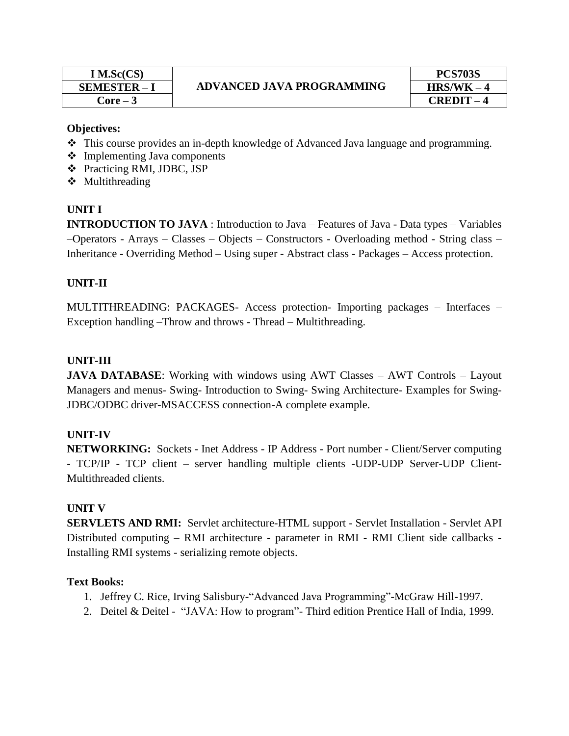| I M.Sc(CS) | ADVANCED JAVA PROGRAMMING | PCS703S |
|---|---|---|
| SEMESTER – I | | HRS/WK – 4 |
| Core – 3 | | CREDIT – 4 |

**Objectives:**

- This course provides an in-depth knowledge of Advanced Java language and programming.
- Implementing Java components
- Practicing RMI, JDBC, JSP
- Multithreading

**UNIT I**

**INTRODUCTION TO JAVA** : Introduction to Java – Features of Java - Data types – Variables –Operators - Arrays – Classes – Objects – Constructors - Overloading method - String class – Inheritance - Overriding Method – Using super - Abstract class - Packages – Access protection.

**UNIT-II**

MULTITHREADING: PACKAGES- Access protection- Importing packages – Interfaces – Exception handling –Throw and throws - Thread – Multithreading.

**UNIT-III**

**JAVA DATABASE**: Working with windows using AWT Classes – AWT Controls – Layout Managers and menus- Swing- Introduction to Swing- Swing Architecture- Examples for Swing- JDBC/ODBC driver-MSACCESS connection-A complete example.

**UNIT-IV**

**NETWORKING:** Sockets - Inet Address - IP Address - Port number - Client/Server computing - TCP/IP - TCP client – server handling multiple clients -UDP-UDP Server-UDP Client- Multithreaded clients.

**UNIT V**

**SERVLETS AND RMI:** Servlet architecture-HTML support - Servlet Installation - Servlet API Distributed computing – RMI architecture - parameter in RMI - RMI Client side callbacks - Installing RMI systems - serializing remote objects.

**Text Books:**

1. Jeffrey C. Rice, Irving Salisbury-"Advanced Java Programming"-McGraw Hill-1997.
2. Deitel & Deitel - "JAVA: How to program"- Third edition Prentice Hall of India, 1999.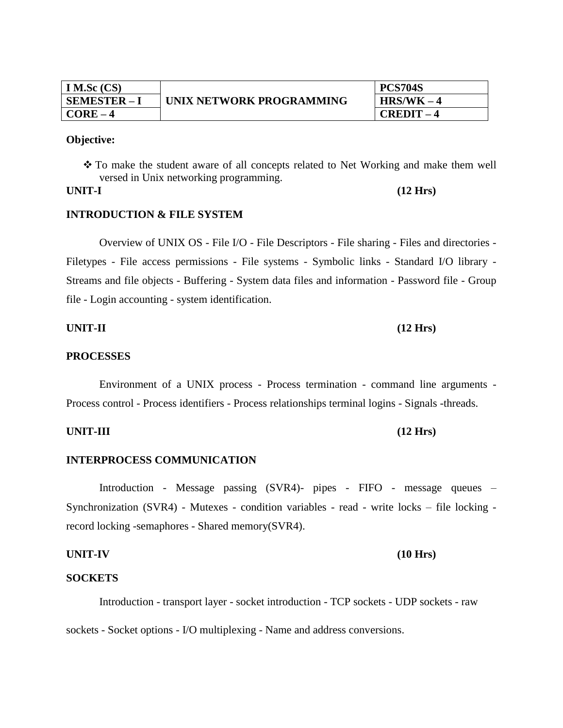| I M.Sc (CS) | UNIX NETWORK PROGRAMMING | PCS704S |
|---|---|---|
| SEMESTER – I | | HRS/WK – 4 |
| CORE – 4 | | CREDIT – 4 |

**Objective:**

- ❖ To make the student aware of all concepts related to Net Working and make them well versed in Unix networking programming.

**UNIT-I** **(12 Hrs)**

**INTRODUCTION & FILE SYSTEM**

Overview of UNIX OS - File I/O - File Descriptors - File sharing - Files and directories - Filetypes - File access permissions - File systems - Symbolic links - Standard I/O library - Streams and file objects - Buffering - System data files and information - Password file - Group file - Login accounting - system identification.

**UNIT-II** **(12 Hrs)**

**PROCESSES**

Environment of a UNIX process - Process termination - command line arguments - Process control - Process identifiers - Process relationships terminal logins - Signals -threads.

**UNIT-III** **(12 Hrs)**

**INTERPROCESS COMMUNICATION**

Introduction - Message passing (SVR4)- pipes - FIFO - message queues – Synchronization (SVR4) - Mutexes - condition variables - read - write locks – file locking - record locking -semaphores - Shared memory(SVR4).

**UNIT-IV** **(10 Hrs)**

**SOCKETS**

Introduction - transport layer - socket introduction - TCP sockets - UDP sockets - raw sockets - Socket options - I/O multiplexing - Name and address conversions.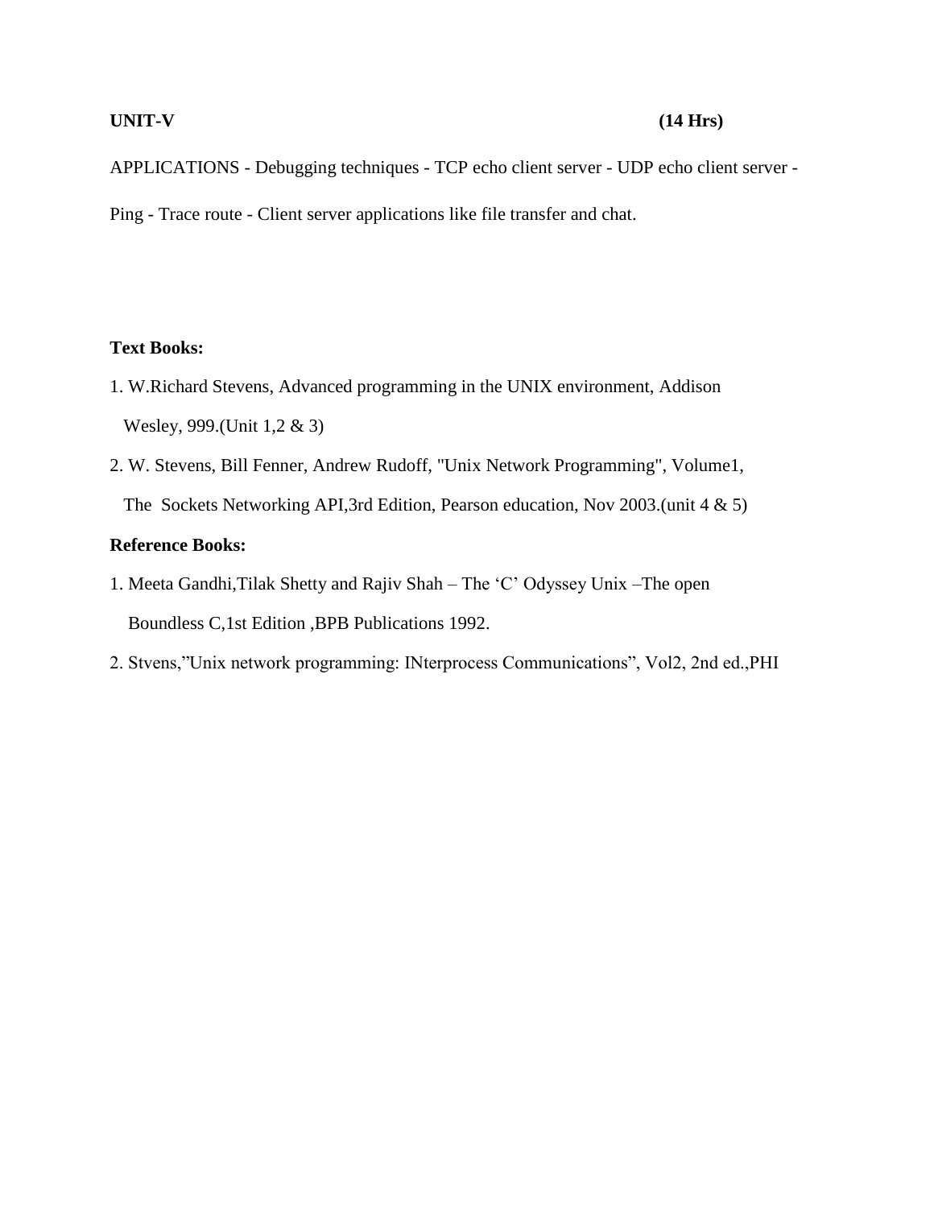**UNIT-V** **(14 Hrs)**

APPLICATIONS - Debugging techniques - TCP echo client server - UDP echo client server - Ping - Trace route - Client server applications like file transfer and chat.

**Text Books:**

1. W.Richard Stevens, Advanced programming in the UNIX environment, Addison Wesley, 999.(Unit 1,2 & 3)
2. W. Stevens, Bill Fenner, Andrew Rudoff, "Unix Network Programming", Volume1, The Sockets Networking API,3rd Edition, Pearson education, Nov 2003.(unit 4 & 5)

**Reference Books:**

1. Meeta Gandhi,Tilak Shetty and Rajiv Shah – The 'C' Odyssey Unix –The open Boundless C,1st Edition ,BPB Publications 1992.
2. Stvens,"Unix network programming: INterprocess Communications", Vol2, 2nd ed.,PHI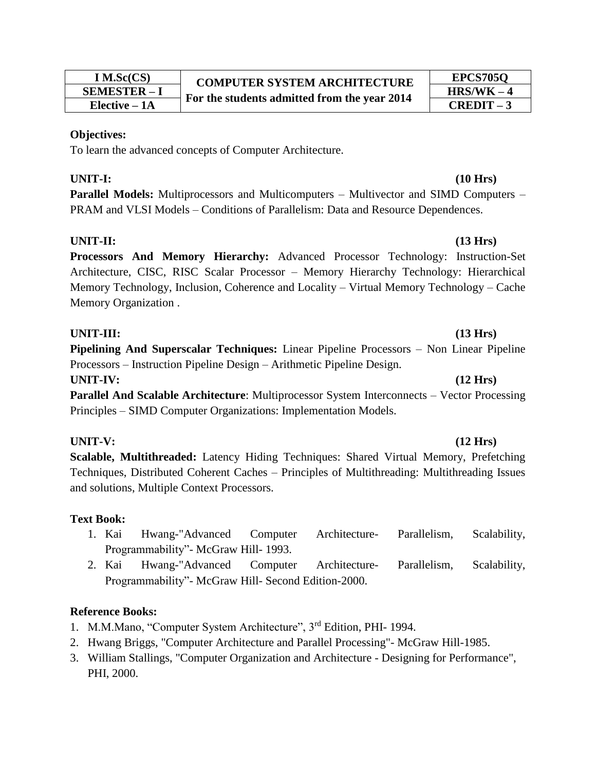| I M.Sc(CS) | COMPUTER SYSTEM ARCHITECTURE | EPCS705Q |
|---|---|---|
| SEMESTER – I | For the students admitted from the year 2014 | HRS/WK – 4 |
| Elective – 1A | | CREDIT – 3 |

**Objectives:**

To learn the advanced concepts of Computer Architecture.

**UNIT-I: (10 Hrs)**

**Parallel Models:** Multiprocessors and Multicomputers – Multivector and SIMD Computers – PRAM and VLSI Models – Conditions of Parallelism: Data and Resource Dependences.

**UNIT-II: (13 Hrs)**

**Processors And Memory Hierarchy:** Advanced Processor Technology: Instruction-Set Architecture, CISC, RISC Scalar Processor – Memory Hierarchy Technology: Hierarchical Memory Technology, Inclusion, Coherence and Locality – Virtual Memory Technology – Cache Memory Organization .

**UNIT-III: (13 Hrs)**

**Pipelining And Superscalar Techniques:** Linear Pipeline Processors – Non Linear Pipeline Processors – Instruction Pipeline Design – Arithmetic Pipeline Design.

**UNIT-IV: (12 Hrs)**

**Parallel And Scalable Architecture**: Multiprocessor System Interconnects – Vector Processing Principles – SIMD Computer Organizations: Implementation Models.

**UNIT-V: (12 Hrs)**

**Scalable, Multithreaded:** Latency Hiding Techniques: Shared Virtual Memory, Prefetching Techniques, Distributed Coherent Caches – Principles of Multithreading: Multithreading Issues and solutions, Multiple Context Processors.

**Text Book:**

1. Kai Hwang-"Advanced Computer Architecture- Parallelism, Scalability, Programmability"- McGraw Hill- 1993.
2. Kai Hwang-"Advanced Computer Architecture- Parallelism, Scalability, Programmability"- McGraw Hill- Second Edition-2000.

**Reference Books:**

1. M.M.Mano, "Computer System Architecture", 3rd Edition, PHI- 1994.
2. Hwang Briggs, "Computer Architecture and Parallel Processing"- McGraw Hill-1985.
3. William Stallings, "Computer Organization and Architecture - Designing for Performance", PHI, 2000.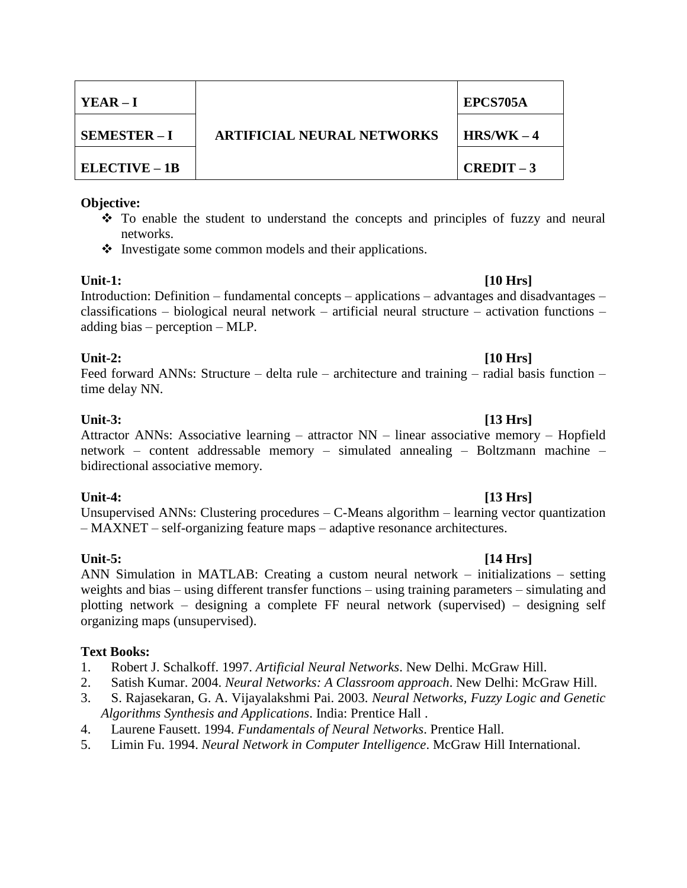| YEAR – I | ARTIFICIAL NEURAL NETWORKS | EPCS705A |
|---|---|---|
| SEMESTER – I | | HRS/WK – 4 |
| ELECTIVE – 1B | | CREDIT – 3 |

**Objective:**

- To enable the student to understand the concepts and principles of fuzzy and neural networks.
- Investigate some common models and their applications.

**Unit-1: [10 Hrs]**

Introduction: Definition – fundamental concepts – applications – advantages and disadvantages – classifications – biological neural network – artificial neural structure – activation functions – adding bias – perception – MLP.

**Unit-2: [10 Hrs]**

Feed forward ANNs: Structure – delta rule – architecture and training – radial basis function – time delay NN.

**Unit-3: [13 Hrs]**

Attractor ANNs: Associative learning – attractor NN – linear associative memory – Hopfield network – content addressable memory – simulated annealing – Boltzmann machine – bidirectional associative memory.

**Unit-4: [13 Hrs]**

Unsupervised ANNs: Clustering procedures – C-Means algorithm – learning vector quantization – MAXNET – self-organizing feature maps – adaptive resonance architectures.

**Unit-5: [14 Hrs]**

ANN Simulation in MATLAB: Creating a custom neural network – initializations – setting weights and bias – using different transfer functions – using training parameters – simulating and plotting network – designing a complete FF neural network (supervised) – designing self organizing maps (unsupervised).

**Text Books:**

1. Robert J. Schalkoff. 1997. *Artificial Neural Networks*. New Delhi. McGraw Hill.
2. Satish Kumar. 2004. *Neural Networks: A Classroom approach*. New Delhi: McGraw Hill.
3. S. Rajasekaran, G. A. Vijayalakshmi Pai. 2003. *Neural Networks, Fuzzy Logic and Genetic Algorithms Synthesis and Applications*. India: Prentice Hall .
4. Laurene Fausett. 1994. *Fundamentals of Neural Networks*. Prentice Hall.
5. Limin Fu. 1994. *Neural Network in Computer Intelligence*. McGraw Hill International.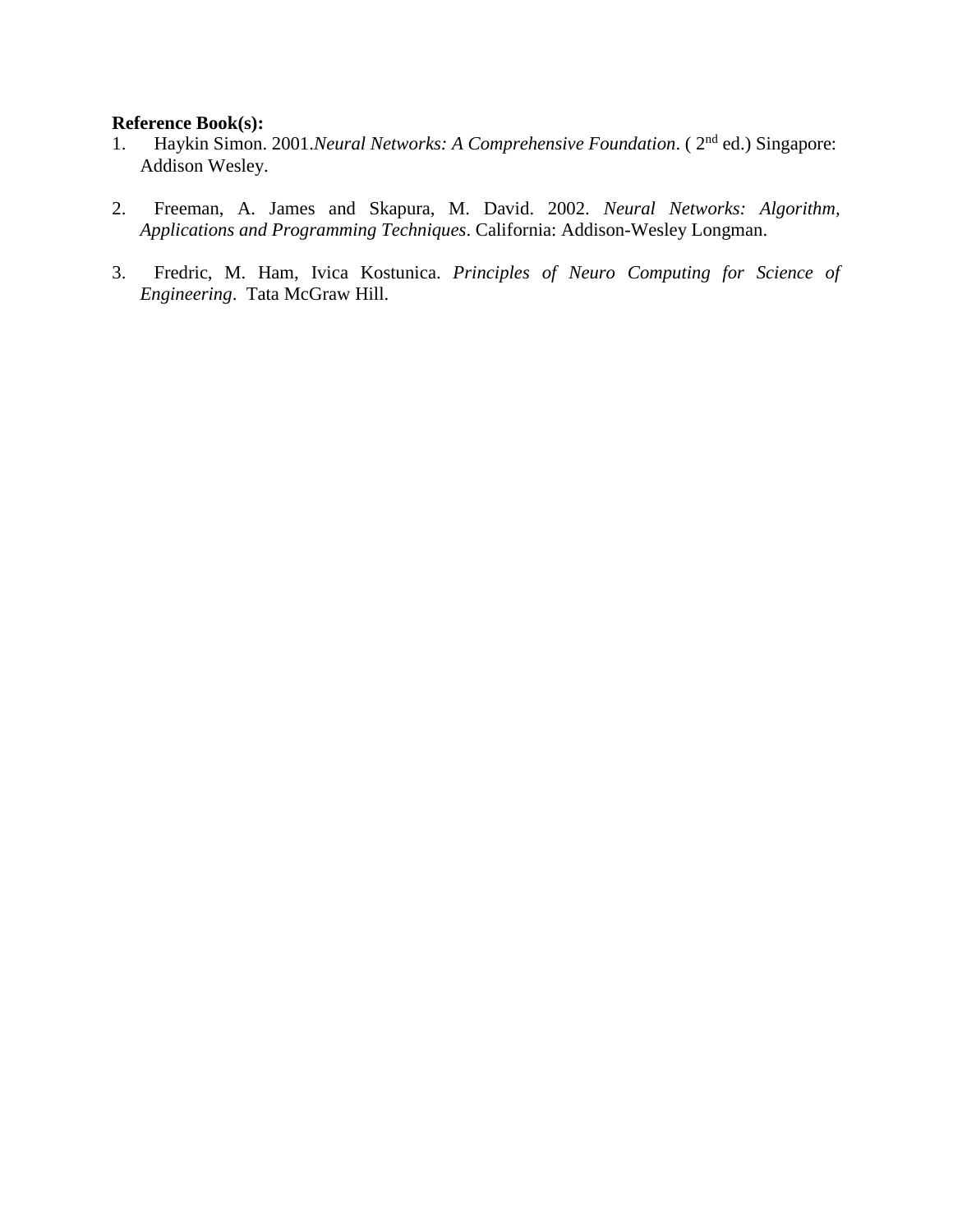**Reference Book(s):**

1. Haykin Simon. 2001.*Neural Networks: A Comprehensive Foundation*. ( 2nd ed.) Singapore: Addison Wesley.

2. Freeman, A. James and Skapura, M. David. 2002. *Neural Networks: Algorithm, Applications and Programming Techniques*. California: Addison-Wesley Longman.

3. Fredric, M. Ham, Ivica Kostunica. *Principles of Neuro Computing for Science of Engineering*. Tata McGraw Hill.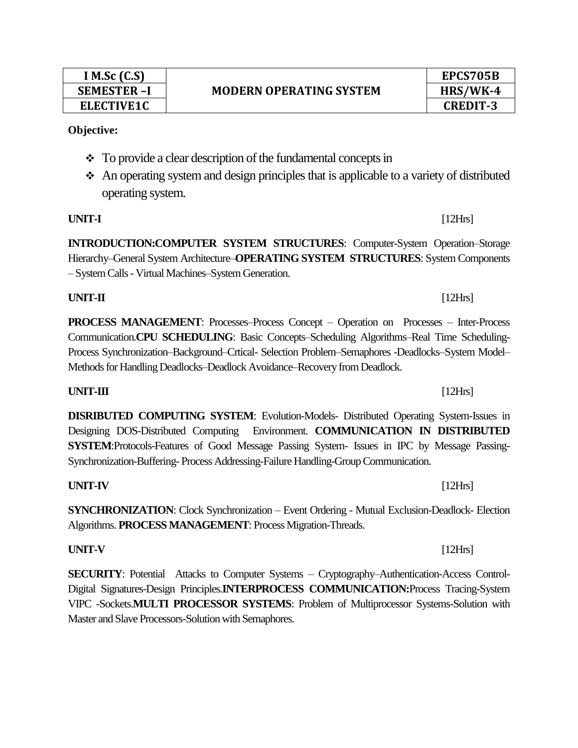| I M.Sc (C.S) | MODERN OPERATING SYSTEM | EPCS705B |
|---|---|---|
| SEMESTER –I | | HRS/WK-4 |
| ELECTIVE1C | | CREDIT-3 |

**Objective:**

- To provide a clear description of the fundamental concepts in
- An operating system and design principles that is applicable to a variety of distributed operating system.

**UNIT-I** [12Hrs]

**INTRODUCTION:COMPUTER SYSTEM STRUCTURES**: Computer-System Operation–Storage Hierarchy–General System Architecture–**OPERATING SYSTEM STRUCTURES**: System Components – System Calls - Virtual Machines–System Generation.

**UNIT-II** [12Hrs]

**PROCESS MANAGEMENT**: Processes–Process Concept – Operation on Processes – Inter-Process Communication.**CPU SCHEDULING**: Basic Concepts–Scheduling Algorithms–Real Time Scheduling-Process Synchronization–Background–Crtical- Selection Problem–Semaphores -Deadlocks–System Model–Methods for Handling Deadlocks–Deadlock Avoidance–Recovery from Deadlock.

**UNIT-III** [12Hrs]

**DISRIBUTED COMPUTING SYSTEM**: Evolution-Models- Distributed Operating System-Issues in Designing DOS-Distributed Computing Environment. **COMMUNICATION IN DISTRIBUTED SYSTEM**:Protocols-Features of Good Message Passing System- Issues in IPC by Message Passing-Synchronization-Buffering- Process Addressing-Failure Handling-Group Communication.

**UNIT-IV** [12Hrs]

**SYNCHRONIZATION**: Clock Synchronization – Event Ordering - Mutual Exclusion-Deadlock- Election Algorithms. **PROCESS MANAGEMENT**: Process Migration-Threads.

**UNIT-V** [12Hrs]

**SECURITY**: Potential Attacks to Computer Systems – Cryptography–Authentication-Access Control-Digital Signatures-Design Principles.**INTERPROCESS COMMUNICATION:**Process Tracing-System VIPC -Sockets.**MULTI PROCESSOR SYSTEMS**: Problem of Multiprocessor Systems-Solution with Master and Slave Processors-Solution with Semaphores.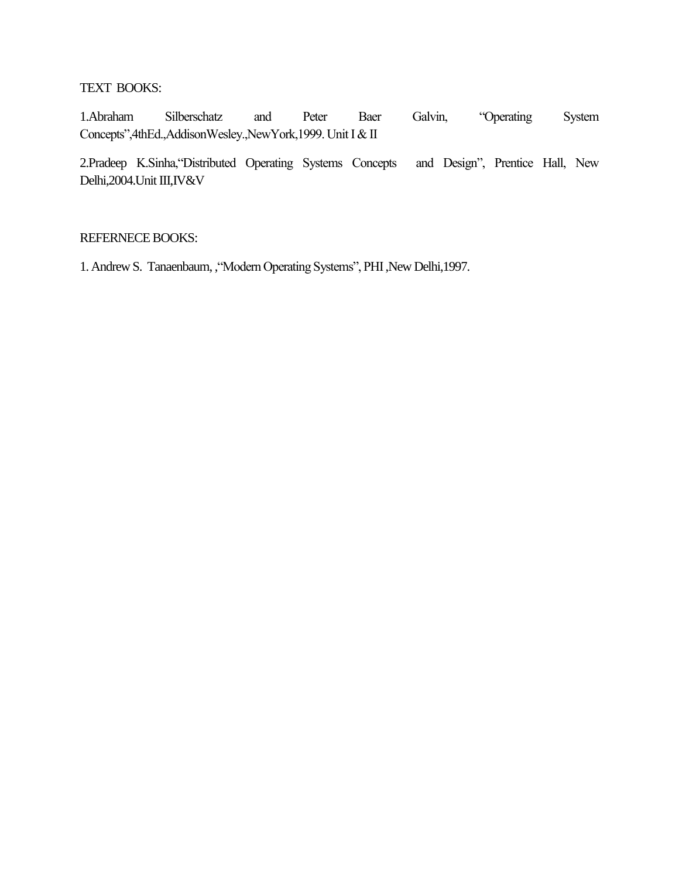TEXT BOOKS:

1.Abraham Silberschatz and Peter Baer Galvin, "Operating System Concepts",4thEd.,AddisonWesley.,NewYork,1999. Unit I & II

2.Pradeep K.Sinha,"Distributed Operating Systems Concepts and Design", Prentice Hall, New Delhi,2004.Unit III,IV&V

REFERNECE BOOKS:

1. Andrew S. Tanaenbaum, ,"Modern Operating Systems", PHI ,New Delhi,1997.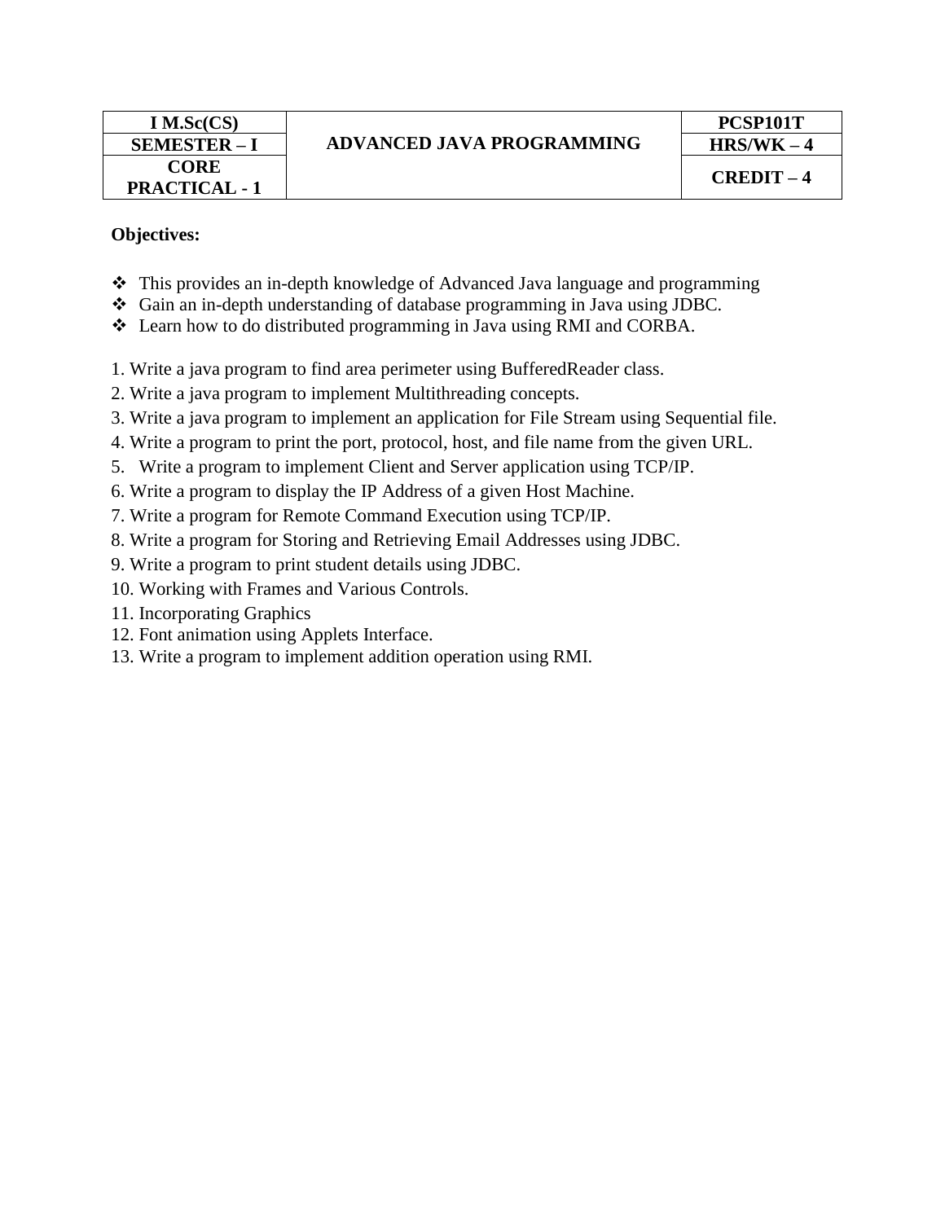| I M.Sc(CS) | ADVANCED JAVA PROGRAMMING | PCSP101T |
|---|---|---|
| SEMESTER – I | | HRS/WK – 4 |
| CORE PRACTICAL - 1 | | CREDIT – 4 |

**Objectives:**

- This provides an in-depth knowledge of Advanced Java language and programming
- Gain an in-depth understanding of database programming in Java using JDBC.
- Learn how to do distributed programming in Java using RMI and CORBA.

1. Write a java program to find area perimeter using BufferedReader class.
2. Write a java program to implement Multithreading concepts.
3. Write a java program to implement an application for File Stream using Sequential file.
4. Write a program to print the port, protocol, host, and file name from the given URL.
5. Write a program to implement Client and Server application using TCP/IP.
6. Write a program to display the IP Address of a given Host Machine.
7. Write a program for Remote Command Execution using TCP/IP.
8. Write a program for Storing and Retrieving Email Addresses using JDBC.
9. Write a program to print student details using JDBC.
10. Working with Frames and Various Controls.
11. Incorporating Graphics
12. Font animation using Applets Interface.
13. Write a program to implement addition operation using RMI.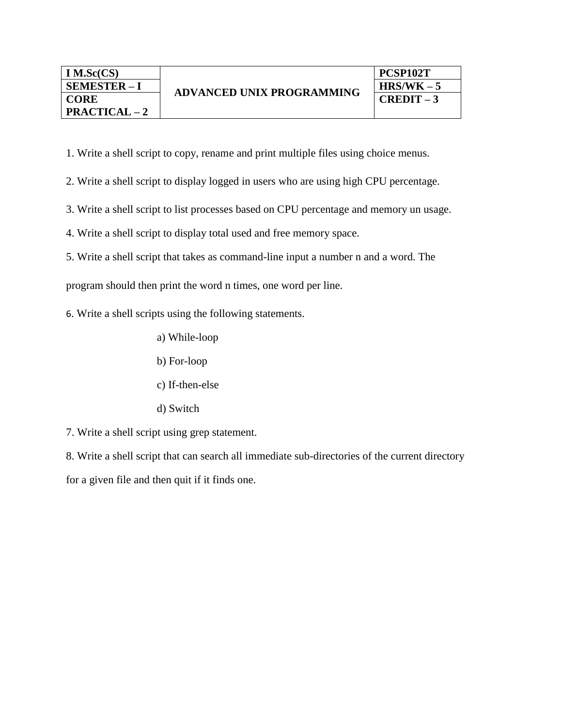| I M.Sc(CS) | ADVANCED UNIX PROGRAMMING | PCSP102T |
|---|---|---|
| SEMESTER – I | | HRS/WK – 5 |
| CORE PRACTICAL – 2 | | CREDIT – 3 |

1. Write a shell script to copy, rename and print multiple files using choice menus.

2. Write a shell script to display logged in users who are using high CPU percentage.

3. Write a shell script to list processes based on CPU percentage and memory un usage.

4. Write a shell script to display total used and free memory space.

5. Write a shell script that takes as command-line input a number n and a word. The program should then print the word n times, one word per line.

6. Write a shell scripts using the following statements.

    a) While-loop

    b) For-loop

    c) If-then-else

    d) Switch

7. Write a shell script using grep statement.

8. Write a shell script that can search all immediate sub-directories of the current directory for a given file and then quit if it finds one.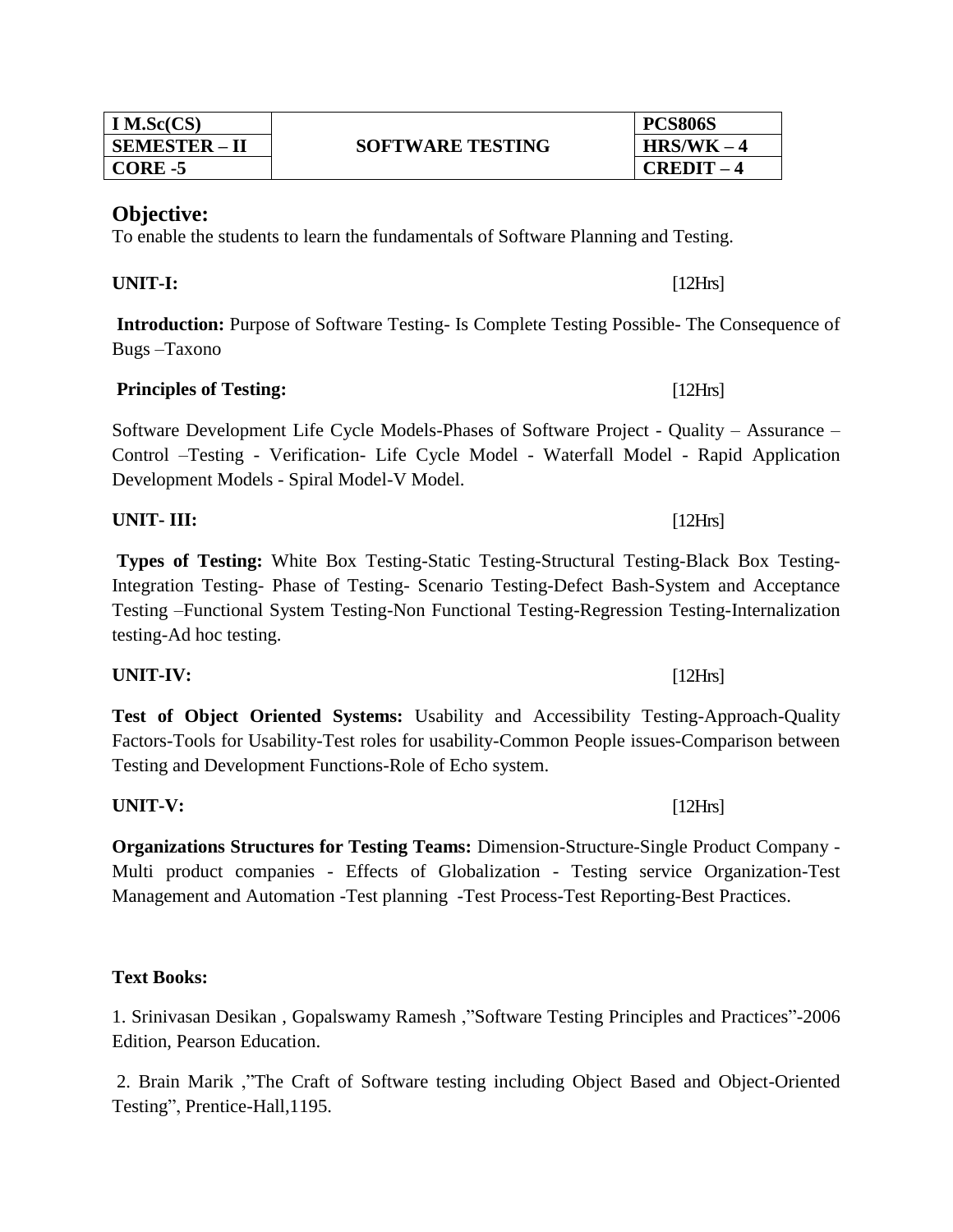| I M.Sc(CS) | SOFTWARE TESTING | PCS806S |
|---|---|---|
| SEMESTER – II | | HRS/WK – 4 |
| CORE -5 | | CREDIT – 4 |

## Objective:

To enable the students to learn the fundamentals of Software Planning and Testing.

**UNIT-I:** [12Hrs]

**Introduction:** Purpose of Software Testing- Is Complete Testing Possible- The Consequence of Bugs –Taxono

**Principles of Testing:** [12Hrs]

Software Development Life Cycle Models-Phases of Software Project - Quality – Assurance – Control –Testing - Verification- Life Cycle Model - Waterfall Model - Rapid Application Development Models - Spiral Model-V Model.

**UNIT- III:** [12Hrs]

**Types of Testing:** White Box Testing-Static Testing-Structural Testing-Black Box Testing-Integration Testing- Phase of Testing- Scenario Testing-Defect Bash-System and Acceptance Testing –Functional System Testing-Non Functional Testing-Regression Testing-Internalization testing-Ad hoc testing.

**UNIT-IV:** [12Hrs]

**Test of Object Oriented Systems:** Usability and Accessibility Testing-Approach-Quality Factors-Tools for Usability-Test roles for usability-Common People issues-Comparison between Testing and Development Functions-Role of Echo system.

**UNIT-V:** [12Hrs]

**Organizations Structures for Testing Teams:** Dimension-Structure-Single Product Company - Multi product companies - Effects of Globalization - Testing service Organization-Test Management and Automation -Test planning -Test Process-Test Reporting-Best Practices.

**Text Books:**

1. Srinivasan Desikan , Gopalswamy Ramesh ,"Software Testing Principles and Practices"-2006 Edition, Pearson Education.

2. Brain Marik ,"The Craft of Software testing including Object Based and Object-Oriented Testing", Prentice-Hall,1195.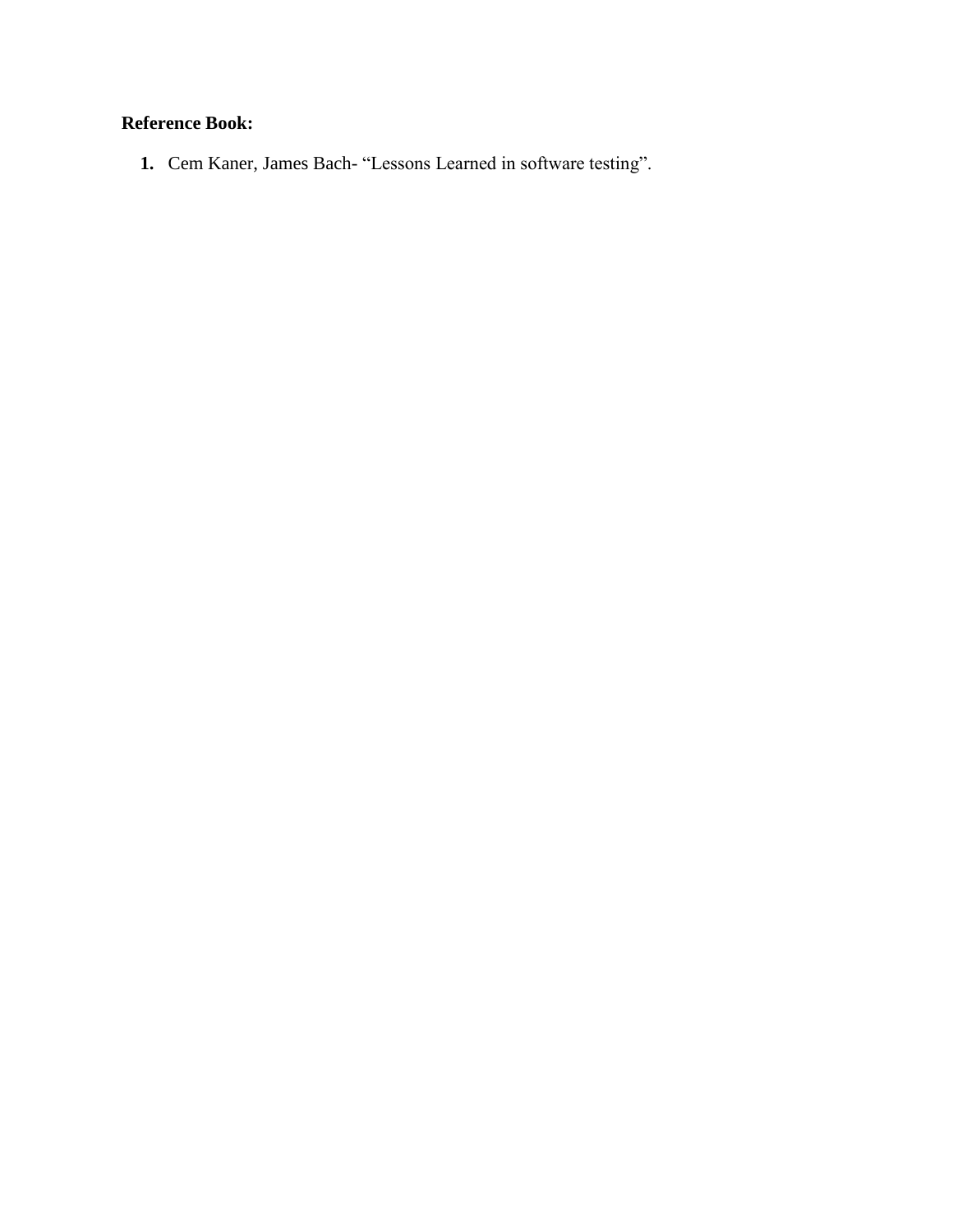**Reference Book:**

1. Cem Kaner, James Bach- “Lessons Learned in software testing”.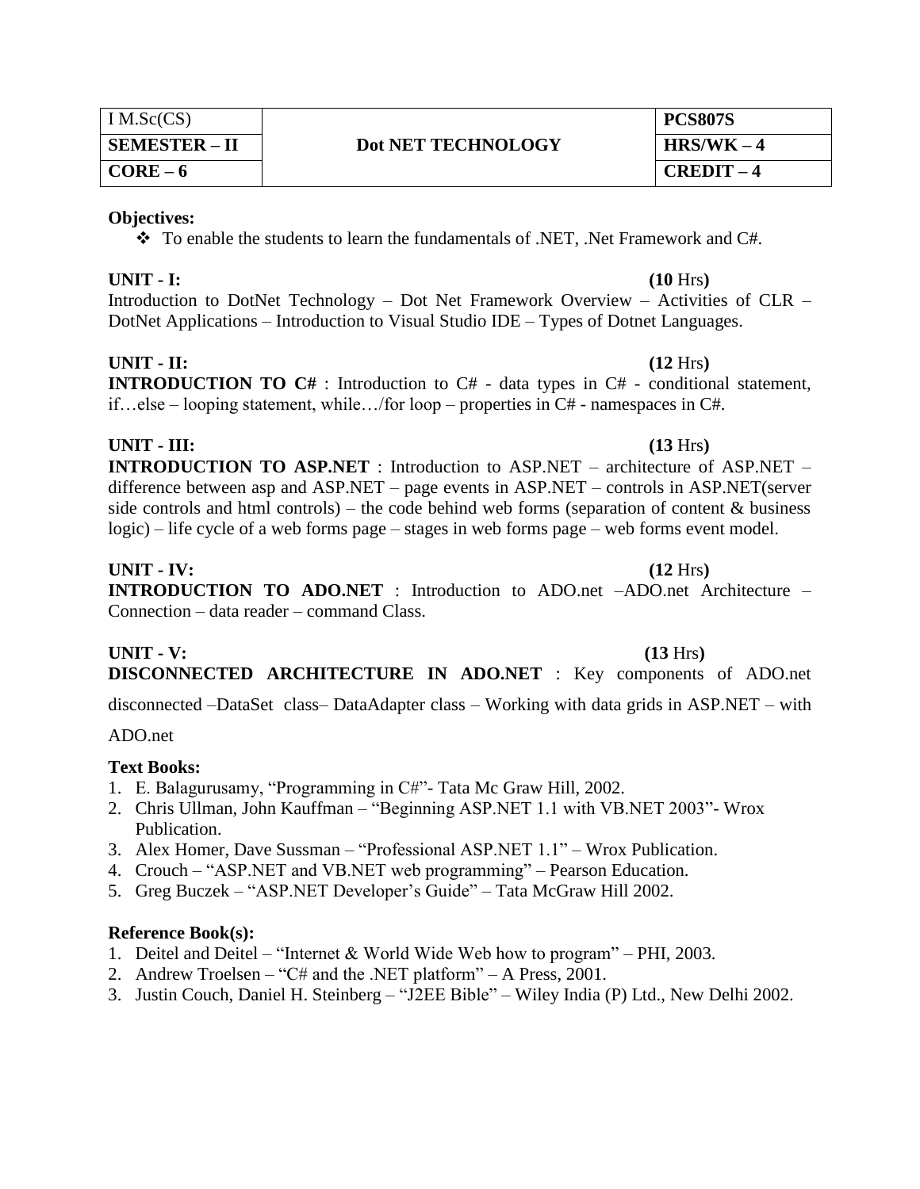| I M.Sc(CS) | Dot NET TECHNOLOGY | PCS807S |
|---|---|---|
| **SEMESTER – II** | | **HRS/WK – 4** |
| **CORE – 6** | | **CREDIT – 4** |

**Objectives:**

- To enable the students to learn the fundamentals of .NET, .Net Framework and C#.

**UNIT - I:** **(10** Hrs**)**

Introduction to DotNet Technology – Dot Net Framework Overview – Activities of CLR – DotNet Applications – Introduction to Visual Studio IDE – Types of Dotnet Languages.

**UNIT - II:** **(12** Hrs**)**

**INTRODUCTION TO C#** : Introduction to C# - data types in C# - conditional statement, if…else – looping statement, while…/for loop – properties in C# - namespaces in C#.

**UNIT - III:** **(13** Hrs**)**

**INTRODUCTION TO ASP.NET** : Introduction to ASP.NET – architecture of ASP.NET – difference between asp and ASP.NET – page events in ASP.NET – controls in ASP.NET(server side controls and html controls) – the code behind web forms (separation of content & business logic) – life cycle of a web forms page – stages in web forms page – web forms event model.

**UNIT - IV:** **(12** Hrs**)**

**INTRODUCTION TO ADO.NET** : Introduction to ADO.net –ADO.net Architecture – Connection – data reader – command Class.

**UNIT - V:** **(13** Hrs**)**

**DISCONNECTED ARCHITECTURE IN ADO.NET** : Key components of ADO.net disconnected –DataSet class– DataAdapter class – Working with data grids in ASP.NET – with ADO.net

**Text Books:**

1. E. Balagurusamy, "Programming in C#"- Tata Mc Graw Hill, 2002.
2. Chris Ullman, John Kauffman – "Beginning ASP.NET 1.1 with VB.NET 2003"- Wrox Publication.
3. Alex Homer, Dave Sussman – "Professional ASP.NET 1.1" – Wrox Publication.
4. Crouch – "ASP.NET and VB.NET web programming" – Pearson Education.
5. Greg Buczek – "ASP.NET Developer's Guide" – Tata McGraw Hill 2002.

**Reference Book(s):**

1. Deitel and Deitel – "Internet & World Wide Web how to program" – PHI, 2003.
2. Andrew Troelsen – "C# and the .NET platform" – A Press, 2001.
3. Justin Couch, Daniel H. Steinberg – "J2EE Bible" – Wiley India (P) Ltd., New Delhi 2002.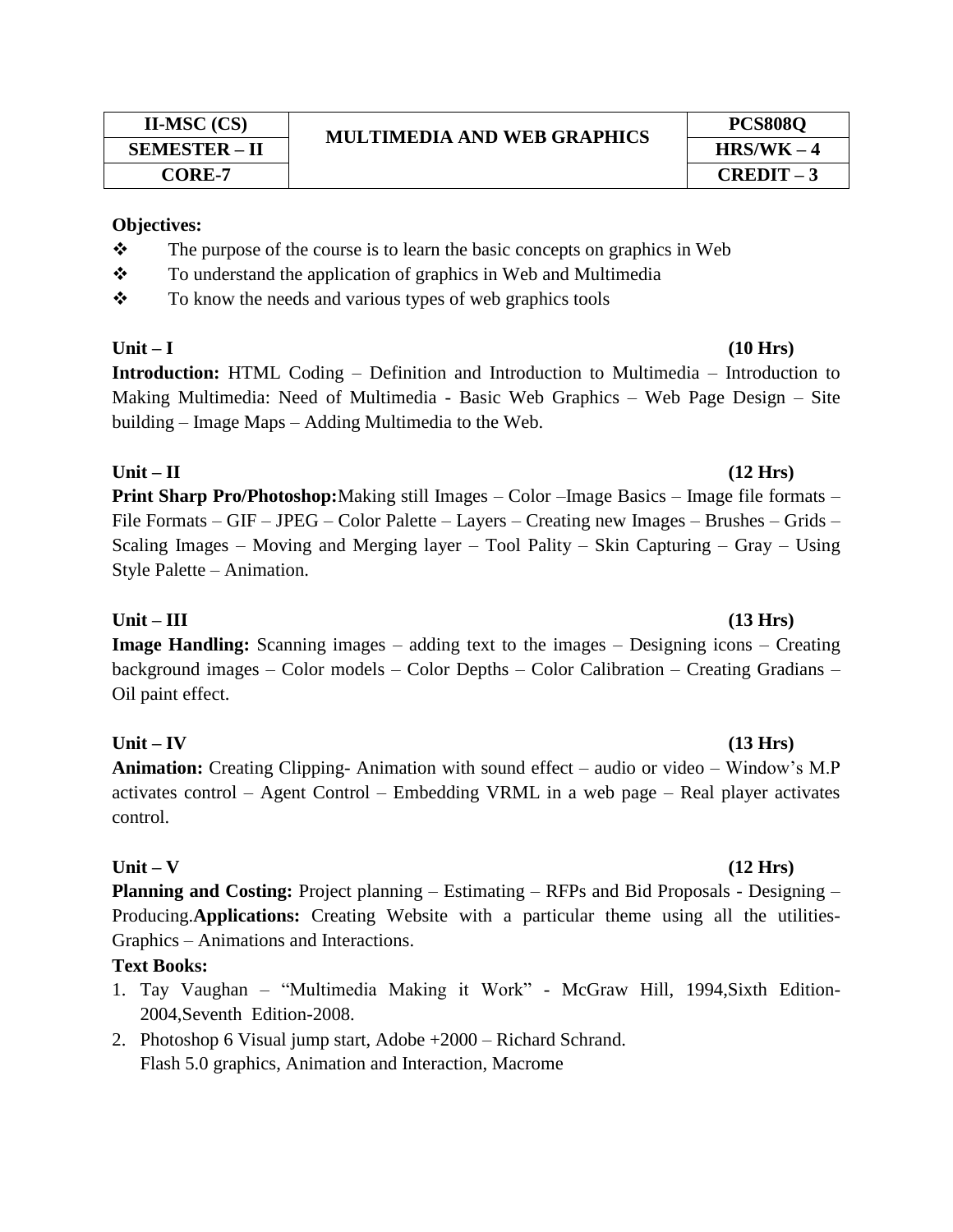| II-MSC (CS) | MULTIMEDIA AND WEB GRAPHICS | PCS808Q |
|---|---|---|
| SEMESTER – II | | HRS/WK – 4 |
| CORE-7 | | CREDIT – 3 |

**Objectives:**

- ❖ The purpose of the course is to learn the basic concepts on graphics in Web
- ❖ To understand the application of graphics in Web and Multimedia
- ❖ To know the needs and various types of web graphics tools

**Unit – I** **(10 Hrs)**

**Introduction:** HTML Coding – Definition and Introduction to Multimedia – Introduction to Making Multimedia: Need of Multimedia - Basic Web Graphics – Web Page Design – Site building – Image Maps – Adding Multimedia to the Web.

**Unit – II** **(12 Hrs)**

**Print Sharp Pro/Photoshop:**Making still Images – Color –Image Basics – Image file formats – File Formats – GIF – JPEG – Color Palette – Layers – Creating new Images – Brushes – Grids – Scaling Images – Moving and Merging layer – Tool Pality – Skin Capturing – Gray – Using Style Palette – Animation.

**Unit – III** **(13 Hrs)**

**Image Handling:** Scanning images – adding text to the images – Designing icons – Creating background images – Color models – Color Depths – Color Calibration – Creating Gradians – Oil paint effect.

**Unit – IV** **(13 Hrs)**

**Animation:** Creating Clipping- Animation with sound effect – audio or video – Window's M.P activates control – Agent Control – Embedding VRML in a web page – Real player activates control.

**Unit – V** **(12 Hrs)**

**Planning and Costing:** Project planning – Estimating – RFPs and Bid Proposals - Designing – Producing.**Applications:** Creating Website with a particular theme using all the utilities- Graphics – Animations and Interactions.

**Text Books:**

1. Tay Vaughan – "Multimedia Making it Work" - McGraw Hill, 1994,Sixth Edition-2004,Seventh Edition-2008.
2. Photoshop 6 Visual jump start, Adobe +2000 – Richard Schrand.
   Flash 5.0 graphics, Animation and Interaction, Macrome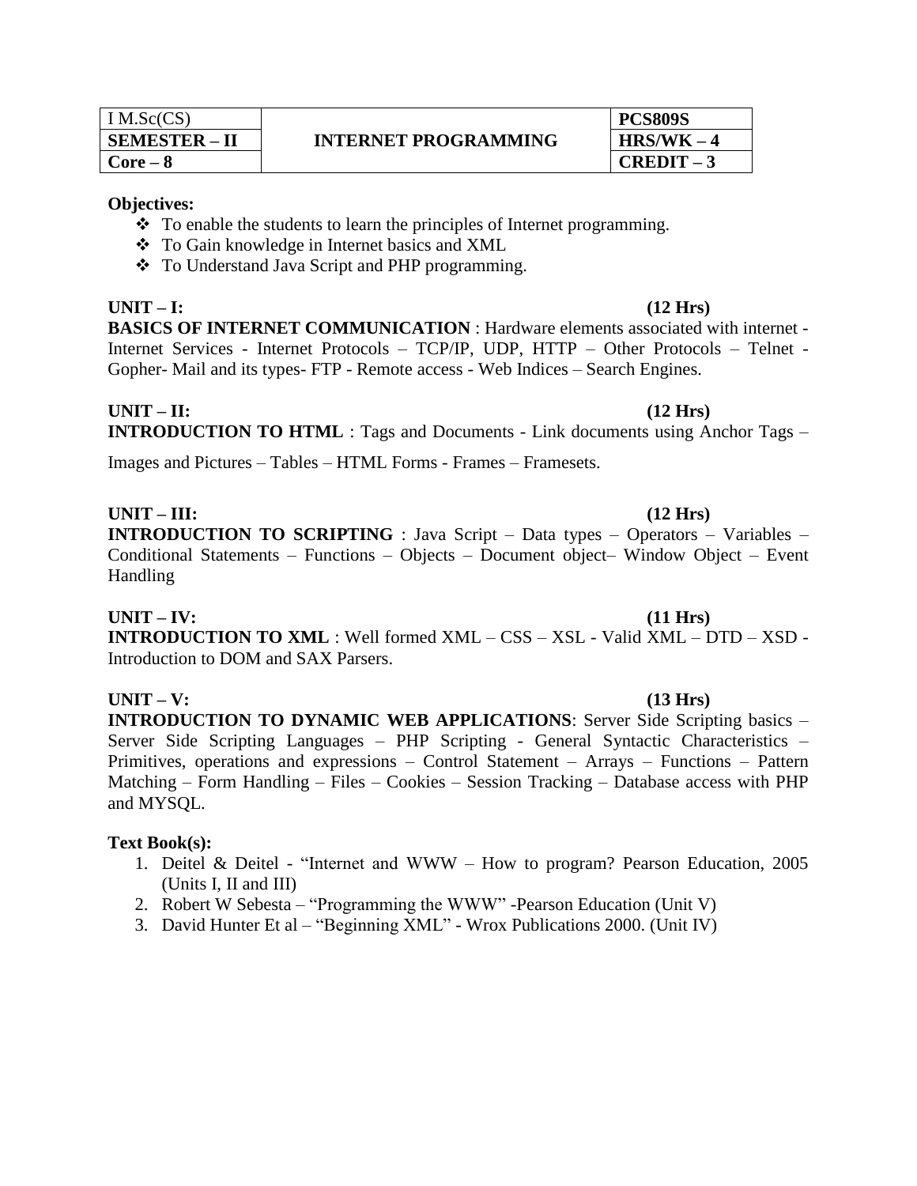| I M.Sc(CS) | INTERNET PROGRAMMING | PCS809S |
|---|---|---|
| **SEMESTER – II** | | **HRS/WK – 4** |
| **Core – 8** | | **CREDIT – 3** |

**Objectives:**

- To enable the students to learn the principles of Internet programming.
- To Gain knowledge in Internet basics and XML
- To Understand Java Script and PHP programming.

**UNIT – I: (12 Hrs)**

**BASICS OF INTERNET COMMUNICATION** : Hardware elements associated with internet - Internet Services - Internet Protocols – TCP/IP, UDP, HTTP – Other Protocols – Telnet - Gopher- Mail and its types- FTP - Remote access - Web Indices – Search Engines.

**UNIT – II: (12 Hrs)**

**INTRODUCTION TO HTML** : Tags and Documents - Link documents using Anchor Tags – Images and Pictures – Tables – HTML Forms - Frames – Framesets.

**UNIT – III: (12 Hrs)**

**INTRODUCTION TO SCRIPTING** : Java Script – Data types – Operators – Variables – Conditional Statements – Functions – Objects – Document object– Window Object – Event Handling

**UNIT – IV: (11 Hrs)**

**INTRODUCTION TO XML** : Well formed XML – CSS – XSL - Valid XML – DTD – XSD - Introduction to DOM and SAX Parsers.

**UNIT – V: (13 Hrs)**

**INTRODUCTION TO DYNAMIC WEB APPLICATIONS**: Server Side Scripting basics – Server Side Scripting Languages – PHP Scripting - General Syntactic Characteristics – Primitives, operations and expressions – Control Statement – Arrays – Functions – Pattern Matching – Form Handling – Files – Cookies – Session Tracking – Database access with PHP and MYSQL.

**Text Book(s):**

1. Deitel & Deitel - "Internet and WWW – How to program? Pearson Education, 2005 (Units I, II and III)
2. Robert W Sebesta – "Programming the WWW" -Pearson Education (Unit V)
3. David Hunter Et al – "Beginning XML" - Wrox Publications 2000. (Unit IV)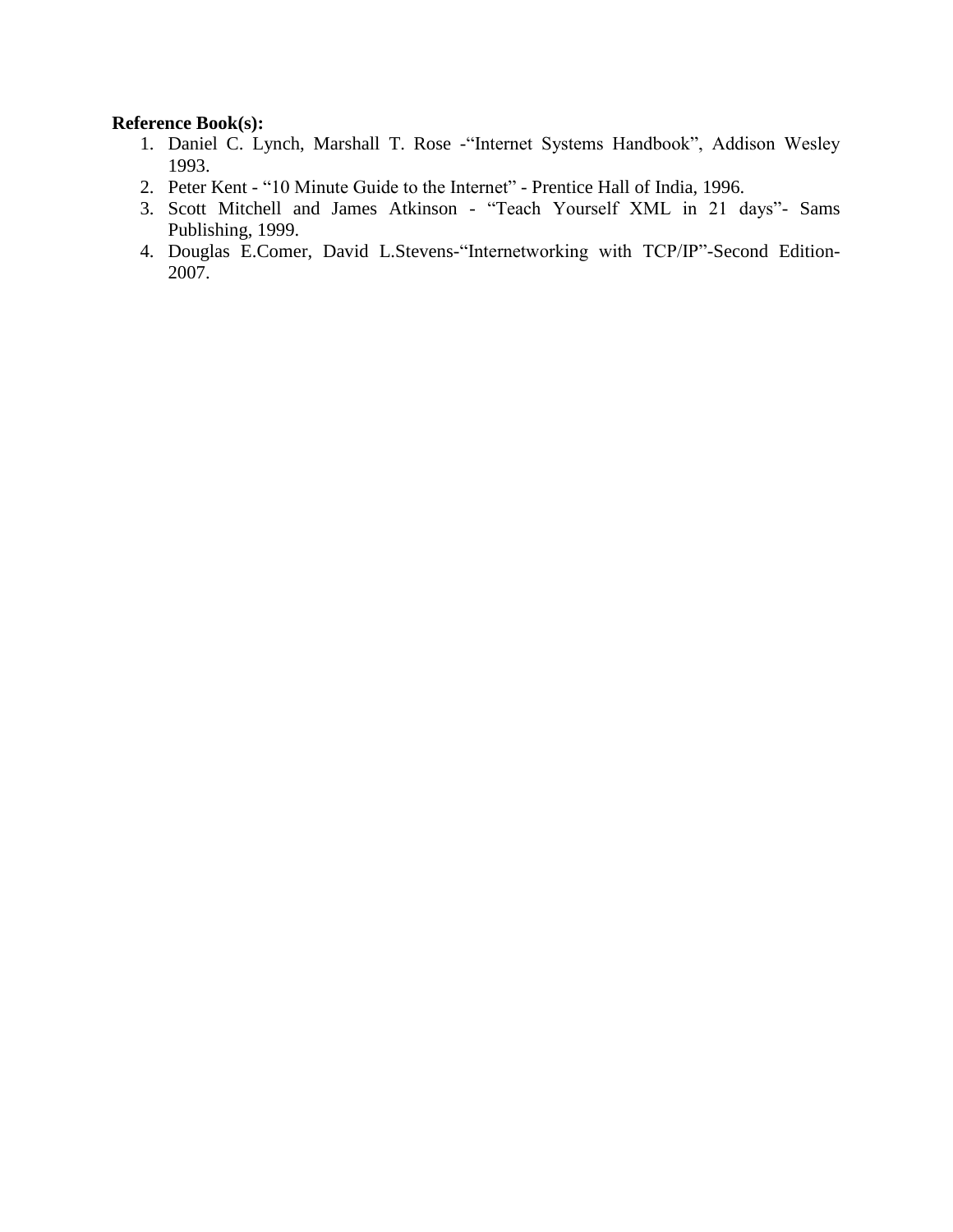**Reference Book(s):**

1. Daniel C. Lynch, Marshall T. Rose -"Internet Systems Handbook", Addison Wesley 1993.
2. Peter Kent - "10 Minute Guide to the Internet" - Prentice Hall of India, 1996.
3. Scott Mitchell and James Atkinson - "Teach Yourself XML in 21 days"- Sams Publishing, 1999.
4. Douglas E.Comer, David L.Stevens-"Internetworking with TCP/IP"-Second Edition-2007.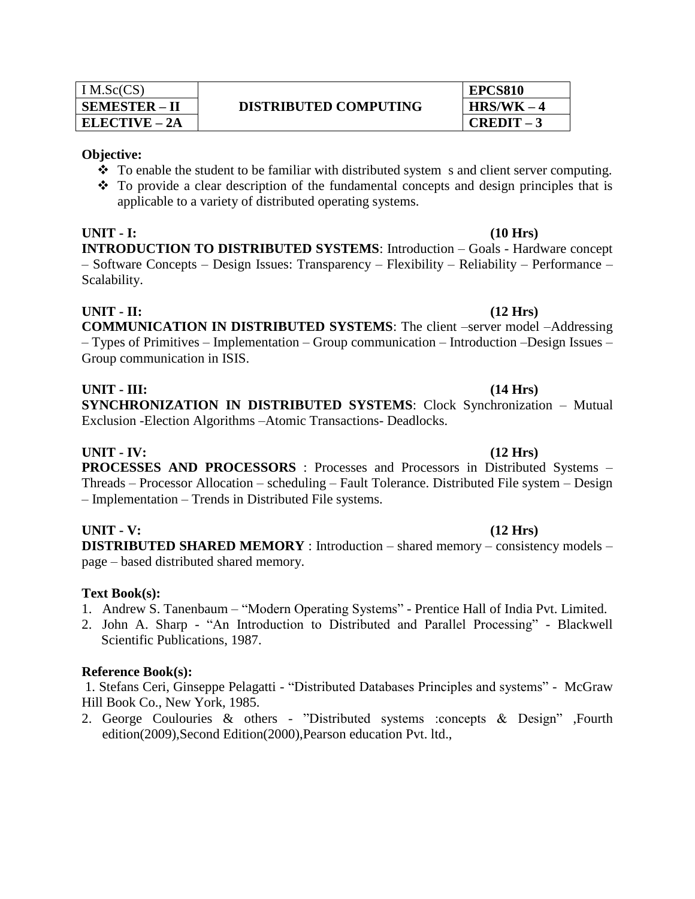| I M.Sc(CS) | DISTRIBUTED COMPUTING | EPCS810 |
|---|---|---|
| **SEMESTER – II** | | **HRS/WK – 4** |
| **ELECTIVE – 2A** | | **CREDIT – 3** |

**Objective:**

- To enable the student to be familiar with distributed system s and client server computing.
- To provide a clear description of the fundamental concepts and design principles that is applicable to a variety of distributed operating systems.

**UNIT - I: (10 Hrs)**

**INTRODUCTION TO DISTRIBUTED SYSTEMS**: Introduction – Goals - Hardware concept – Software Concepts – Design Issues: Transparency – Flexibility – Reliability – Performance – Scalability.

**UNIT - II: (12 Hrs)**

**COMMUNICATION IN DISTRIBUTED SYSTEMS**: The client –server model –Addressing – Types of Primitives – Implementation – Group communication – Introduction –Design Issues – Group communication in ISIS.

**UNIT - III: (14 Hrs)**

**SYNCHRONIZATION IN DISTRIBUTED SYSTEMS**: Clock Synchronization – Mutual Exclusion -Election Algorithms –Atomic Transactions- Deadlocks.

**UNIT - IV: (12 Hrs)**

**PROCESSES AND PROCESSORS** : Processes and Processors in Distributed Systems – Threads – Processor Allocation – scheduling – Fault Tolerance. Distributed File system – Design – Implementation – Trends in Distributed File systems.

**UNIT - V: (12 Hrs)**

**DISTRIBUTED SHARED MEMORY** : Introduction – shared memory – consistency models – page – based distributed shared memory.

**Text Book(s):**

1. Andrew S. Tanenbaum – "Modern Operating Systems" - Prentice Hall of India Pvt. Limited.
2. John A. Sharp - "An Introduction to Distributed and Parallel Processing" - Blackwell Scientific Publications, 1987.

**Reference Book(s):**

1. Stefans Ceri, Ginseppe Pelagatti - "Distributed Databases Principles and systems" - McGraw Hill Book Co., New York, 1985.
2. George Coulouries & others - "Distributed systems :concepts & Design" ,Fourth edition(2009),Second Edition(2000),Pearson education Pvt. ltd.,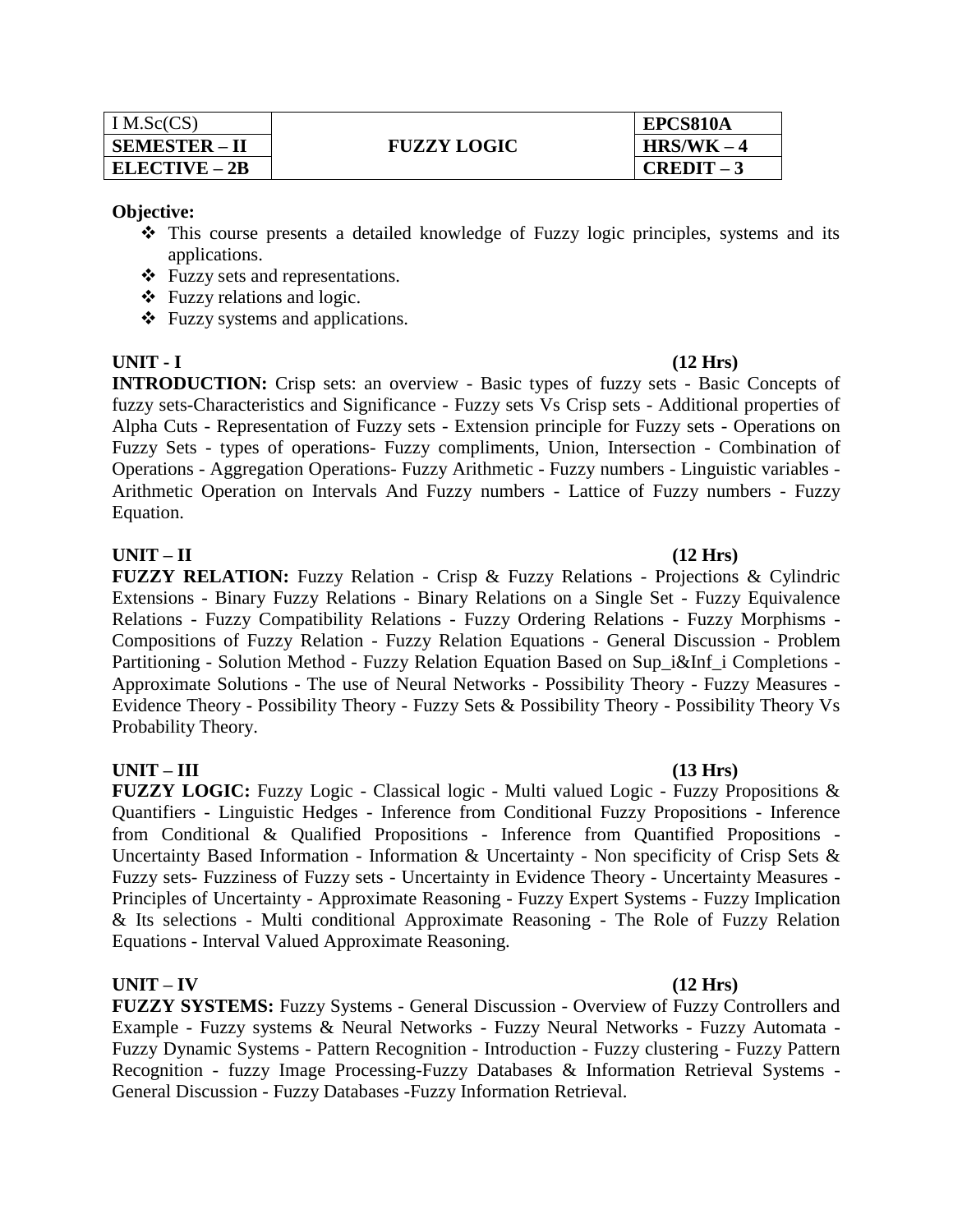| I M.Sc(CS) | FUZZY LOGIC | EPCS810A |
| --- | --- | --- |
| **SEMESTER – II** | | **HRS/WK – 4** |
| **ELECTIVE – 2B** | | **CREDIT – 3** |

**Objective:**

- This course presents a detailed knowledge of Fuzzy logic principles, systems and its applications.
- Fuzzy sets and representations.
- Fuzzy relations and logic.
- Fuzzy systems and applications.

**UNIT - I (12 Hrs)**

**INTRODUCTION:** Crisp sets: an overview - Basic types of fuzzy sets - Basic Concepts of fuzzy sets-Characteristics and Significance - Fuzzy sets Vs Crisp sets - Additional properties of Alpha Cuts - Representation of Fuzzy sets - Extension principle for Fuzzy sets - Operations on Fuzzy Sets - types of operations- Fuzzy compliments, Union, Intersection - Combination of Operations - Aggregation Operations- Fuzzy Arithmetic - Fuzzy numbers - Linguistic variables - Arithmetic Operation on Intervals And Fuzzy numbers - Lattice of Fuzzy numbers - Fuzzy Equation.

**UNIT – II (12 Hrs)**

**FUZZY RELATION:** Fuzzy Relation - Crisp & Fuzzy Relations - Projections & Cylindric Extensions - Binary Fuzzy Relations - Binary Relations on a Single Set - Fuzzy Equivalence Relations - Fuzzy Compatibility Relations - Fuzzy Ordering Relations - Fuzzy Morphisms - Compositions of Fuzzy Relation - Fuzzy Relation Equations - General Discussion - Problem Partitioning - Solution Method - Fuzzy Relation Equation Based on Sup_i&Inf_i Completions - Approximate Solutions - The use of Neural Networks - Possibility Theory - Fuzzy Measures - Evidence Theory - Possibility Theory - Fuzzy Sets & Possibility Theory - Possibility Theory Vs Probability Theory.

**UNIT – III (13 Hrs)**

**FUZZY LOGIC:** Fuzzy Logic - Classical logic - Multi valued Logic - Fuzzy Propositions & Quantifiers - Linguistic Hedges - Inference from Conditional Fuzzy Propositions - Inference from Conditional & Qualified Propositions - Inference from Quantified Propositions - Uncertainty Based Information - Information & Uncertainty - Non specificity of Crisp Sets & Fuzzy sets- Fuzziness of Fuzzy sets - Uncertainty in Evidence Theory - Uncertainty Measures - Principles of Uncertainty - Approximate Reasoning - Fuzzy Expert Systems - Fuzzy Implication & Its selections - Multi conditional Approximate Reasoning - The Role of Fuzzy Relation Equations - Interval Valued Approximate Reasoning.

**UNIT – IV (12 Hrs)**

**FUZZY SYSTEMS:** Fuzzy Systems - General Discussion - Overview of Fuzzy Controllers and Example - Fuzzy systems & Neural Networks - Fuzzy Neural Networks - Fuzzy Automata - Fuzzy Dynamic Systems - Pattern Recognition - Introduction - Fuzzy clustering - Fuzzy Pattern Recognition - fuzzy Image Processing-Fuzzy Databases & Information Retrieval Systems - General Discussion - Fuzzy Databases -Fuzzy Information Retrieval.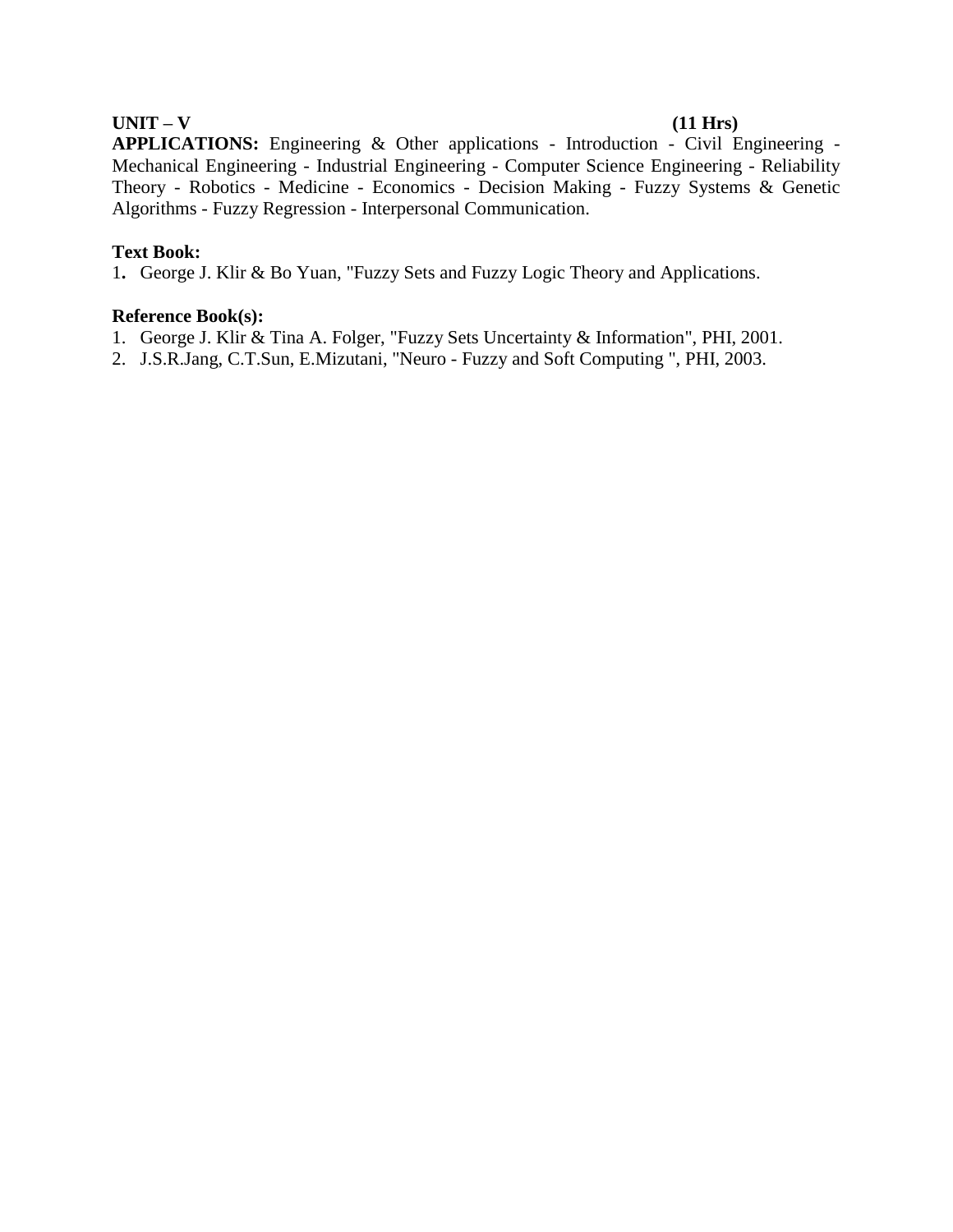**UNIT – V** **(11 Hrs)**

**APPLICATIONS:** Engineering & Other applications - Introduction - Civil Engineering - Mechanical Engineering - Industrial Engineering - Computer Science Engineering - Reliability Theory - Robotics - Medicine - Economics - Decision Making - Fuzzy Systems & Genetic Algorithms - Fuzzy Regression - Interpersonal Communication.

**Text Book:**

1. George J. Klir & Bo Yuan, "Fuzzy Sets and Fuzzy Logic Theory and Applications.

**Reference Book(s):**

1. George J. Klir & Tina A. Folger, "Fuzzy Sets Uncertainty & Information", PHI, 2001.
2. J.S.R.Jang, C.T.Sun, E.Mizutani, "Neuro - Fuzzy and Soft Computing ", PHI, 2003.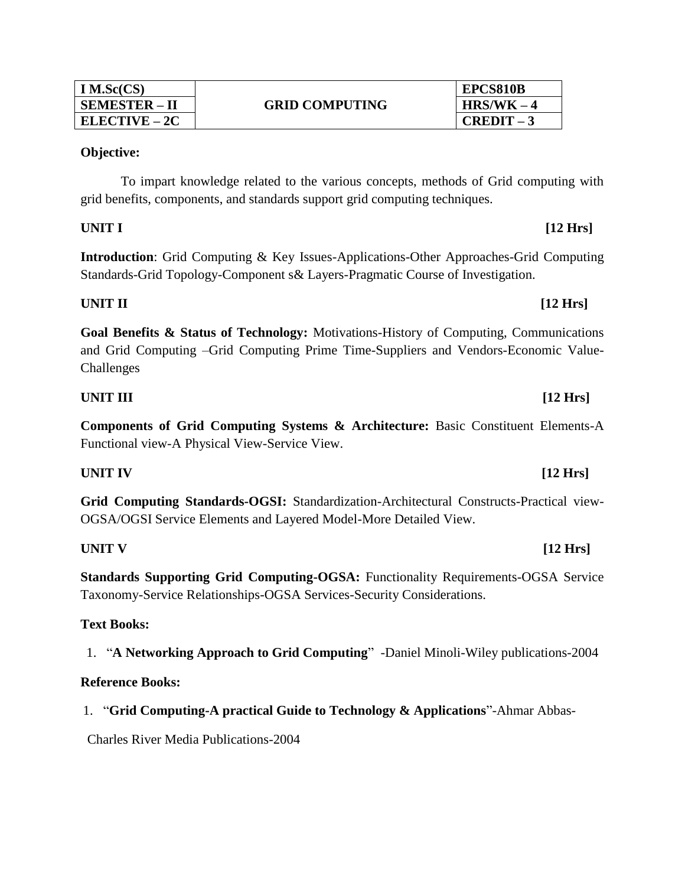| I M.Sc(CS) | GRID COMPUTING | EPCS810B |
| --- | --- | --- |
| SEMESTER – II | | HRS/WK – 4 |
| ELECTIVE – 2C | | CREDIT – 3 |

**Objective:**

To impart knowledge related to the various concepts, methods of Grid computing with grid benefits, components, and standards support grid computing techniques.

**UNIT I** **[12 Hrs]**

**Introduction**: Grid Computing & Key Issues-Applications-Other Approaches-Grid Computing Standards-Grid Topology-Component s& Layers-Pragmatic Course of Investigation.

**UNIT II** **[12 Hrs]**

**Goal Benefits & Status of Technology:** Motivations-History of Computing, Communications and Grid Computing –Grid Computing Prime Time-Suppliers and Vendors-Economic Value-Challenges

**UNIT III** **[12 Hrs]**

**Components of Grid Computing Systems & Architecture:** Basic Constituent Elements-A Functional view-A Physical View-Service View.

**UNIT IV** **[12 Hrs]**

**Grid Computing Standards-OGSI:** Standardization-Architectural Constructs-Practical view-OGSA/OGSI Service Elements and Layered Model-More Detailed View.

**UNIT V** **[12 Hrs]**

**Standards Supporting Grid Computing-OGSA:** Functionality Requirements-OGSA Service Taxonomy-Service Relationships-OGSA Services-Security Considerations.

**Text Books:**

1. "**A Networking Approach to Grid Computing**" -Daniel Minoli-Wiley publications-2004

**Reference Books:**

1. "**Grid Computing-A practical Guide to Technology & Applications**"-Ahmar Abbas-Charles River Media Publications-2004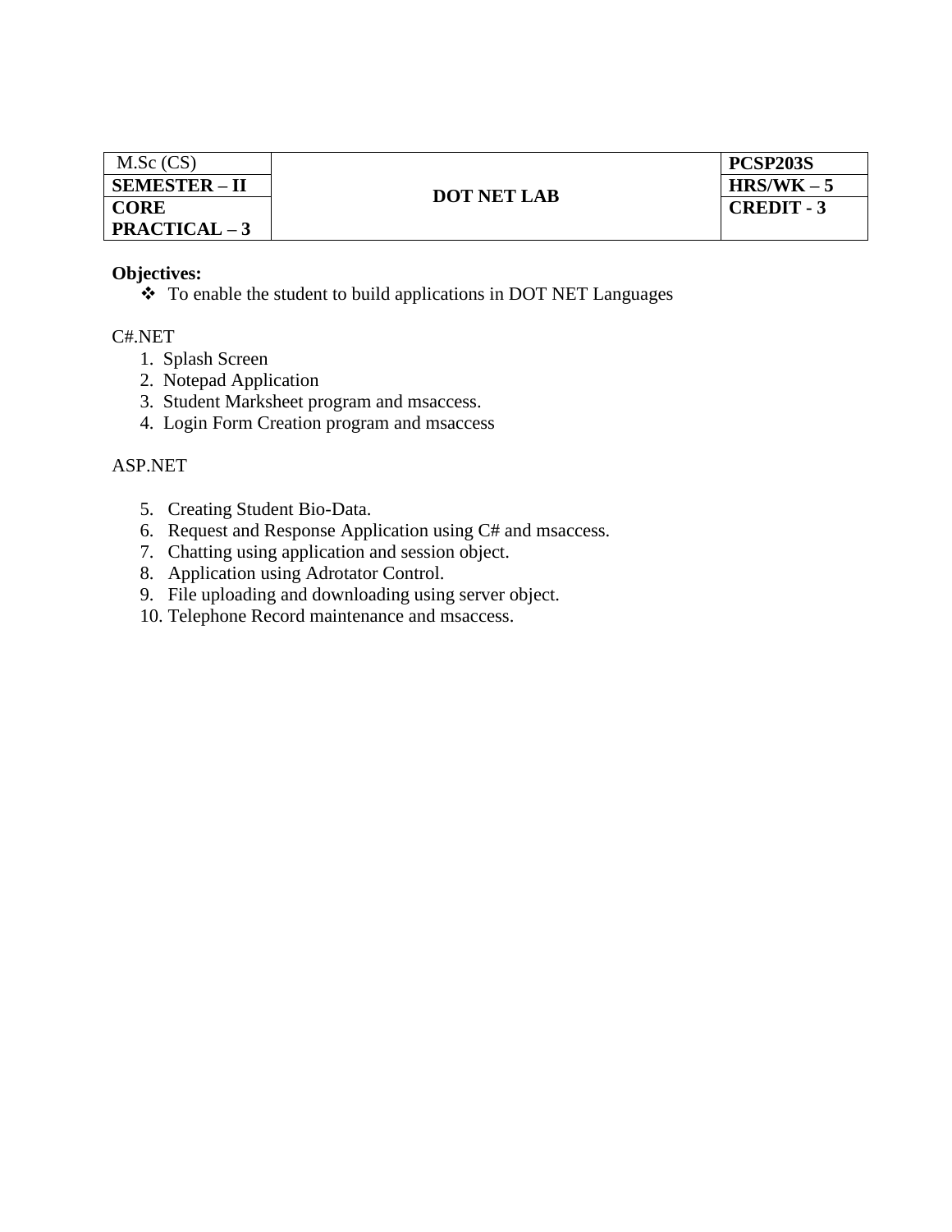| M.Sc (CS) | DOT NET LAB | PCSP203S |
|---|---|---|
| **SEMESTER – II** | | **HRS/WK – 5** |
| **CORE PRACTICAL – 3** | | **CREDIT - 3** |

**Objectives:**

- To enable the student to build applications in DOT NET Languages

C#.NET

1. Splash Screen
2. Notepad Application
3. Student Marksheet program and msaccess.
4. Login Form Creation program and msaccess

ASP.NET

5. Creating Student Bio-Data.
6. Request and Response Application using C# and msaccess.
7. Chatting using application and session object.
8. Application using Adrotator Control.
9. File uploading and downloading using server object.
10. Telephone Record maintenance and msaccess.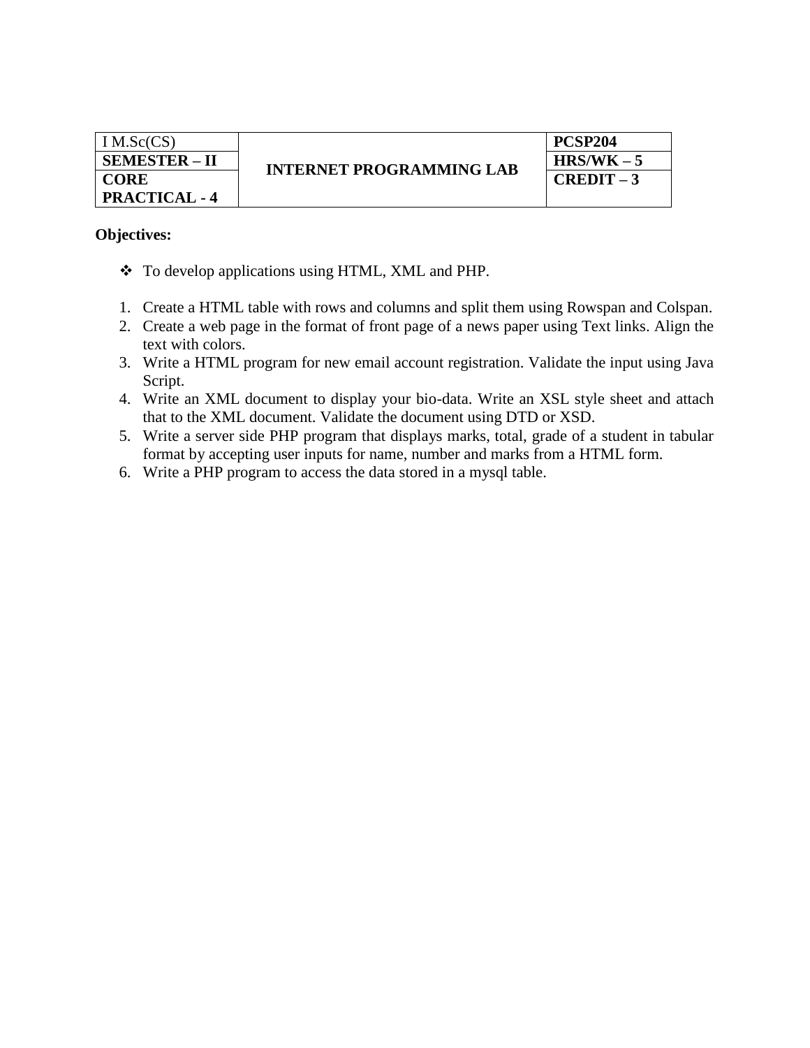| I M.Sc(CS) | **INTERNET PROGRAMMING LAB** | **PCSP204** |
|---|---|---|
| **SEMESTER – II** | | **HRS/WK – 5** |
| **CORE PRACTICAL - 4** | | **CREDIT – 3** |

**Objectives:**

- To develop applications using HTML, XML and PHP.

1. Create a HTML table with rows and columns and split them using Rowspan and Colspan.
2. Create a web page in the format of front page of a news paper using Text links. Align the text with colors.
3. Write a HTML program for new email account registration. Validate the input using Java Script.
4. Write an XML document to display your bio-data. Write an XSL style sheet and attach that to the XML document. Validate the document using DTD or XSD.
5. Write a server side PHP program that displays marks, total, grade of a student in tabular format by accepting user inputs for name, number and marks from a HTML form.
6. Write a PHP program to access the data stored in a mysql table.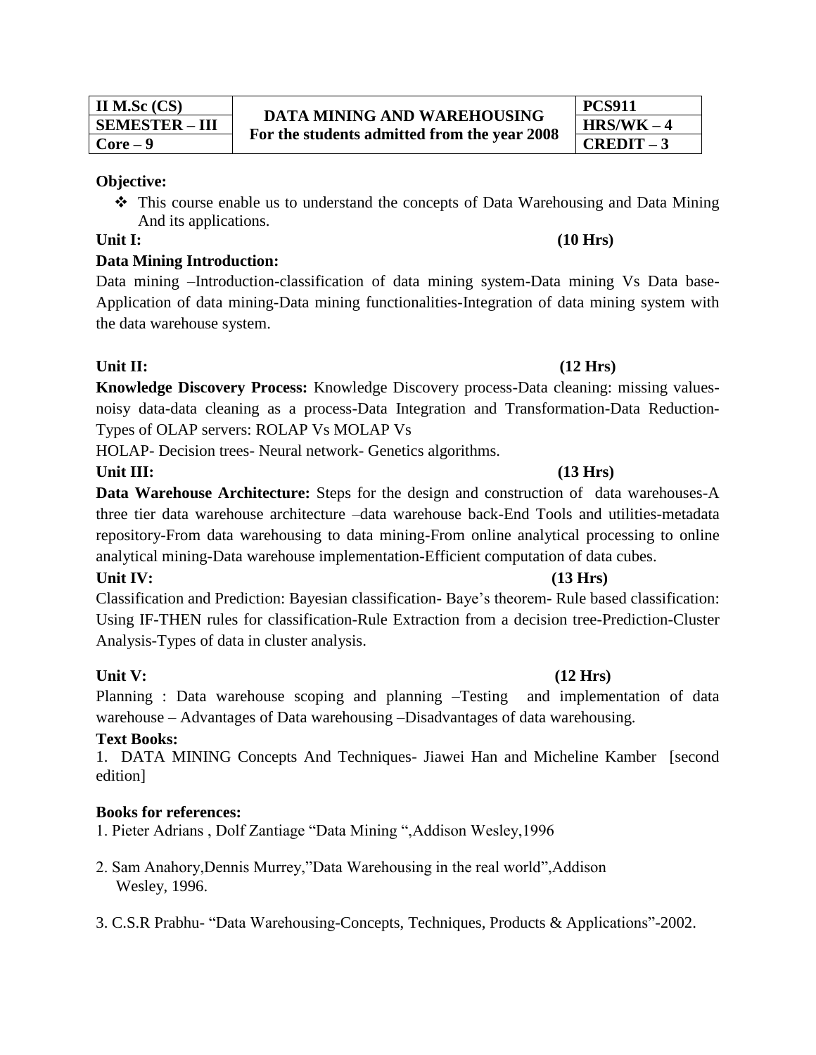| II M.Sc (CS) | DATA MINING AND WAREHOUSING For the students admitted from the year 2008 | PCS911 |
|---|---|---|
| SEMESTER – III | | HRS/WK – 4 |
| Core – 9 | | CREDIT – 3 |

**Objective:**

- This course enable us to understand the concepts of Data Warehousing and Data Mining And its applications.

**Unit I:** **(10 Hrs)**

**Data Mining Introduction:**

Data mining –Introduction-classification of data mining system-Data mining Vs Data base-Application of data mining-Data mining functionalities-Integration of data mining system with the data warehouse system.

**Unit II:** **(12 Hrs)**

**Knowledge Discovery Process:** Knowledge Discovery process-Data cleaning: missing values-noisy data-data cleaning as a process-Data Integration and Transformation-Data Reduction-Types of OLAP servers: ROLAP Vs MOLAP Vs
HOLAP- Decision trees- Neural network- Genetics algorithms.

**Unit III:** **(13 Hrs)**

**Data Warehouse Architecture:** Steps for the design and construction of data warehouses-A three tier data warehouse architecture –data warehouse back-End Tools and utilities-metadata repository-From data warehousing to data mining-From online analytical processing to online analytical mining-Data warehouse implementation-Efficient computation of data cubes.

**Unit IV:** **(13 Hrs)**

Classification and Prediction: Bayesian classification- Baye's theorem- Rule based classification: Using IF-THEN rules for classification-Rule Extraction from a decision tree-Prediction-Cluster Analysis-Types of data in cluster analysis.

**Unit V:** **(12 Hrs)**

Planning : Data warehouse scoping and planning –Testing and implementation of data warehouse – Advantages of Data warehousing –Disadvantages of data warehousing.

**Text Books:**

1. DATA MINING Concepts And Techniques- Jiawei Han and Micheline Kamber [second edition]

**Books for references:**

1. Pieter Adrians , Dolf Zantiage "Data Mining ",Addison Wesley,1996
2. Sam Anahory,Dennis Murrey,"Data Warehousing in the real world",Addison Wesley, 1996.
3. C.S.R Prabhu- "Data Warehousing-Concepts, Techniques, Products & Applications"-2002.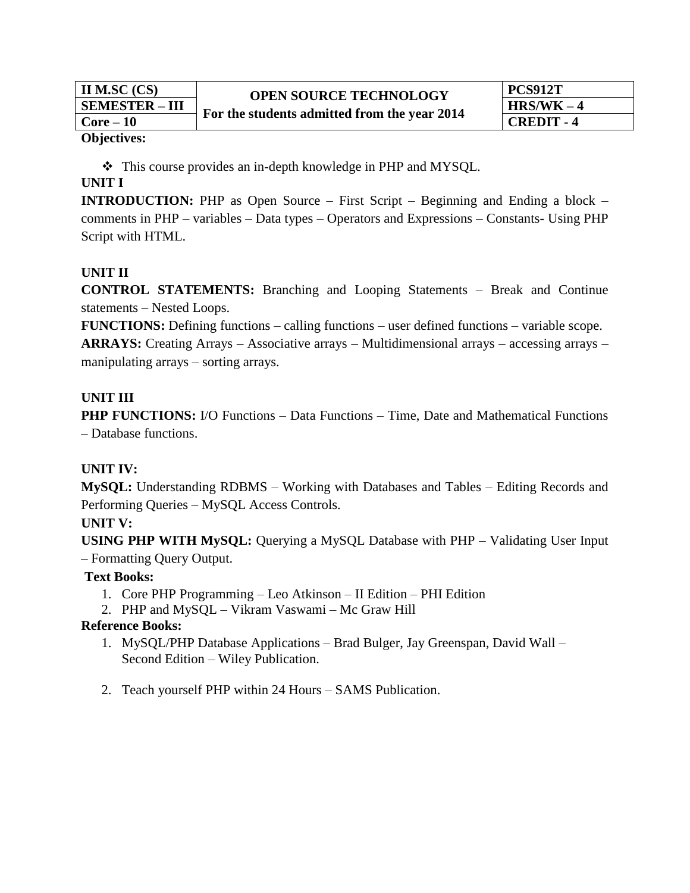| II M.SC (CS) | OPEN SOURCE TECHNOLOGY<br>For the students admitted from the year 2014 | PCS912T |
| --- | --- | --- |
| SEMESTER – III | | HRS/WK – 4 |
| Core – 10 | | CREDIT - 4 |

**Objectives:**

- This course provides an in-depth knowledge in PHP and MYSQL.

**UNIT I**

**INTRODUCTION:** PHP as Open Source – First Script – Beginning and Ending a block – comments in PHP – variables – Data types – Operators and Expressions – Constants- Using PHP Script with HTML.

**UNIT II**

**CONTROL STATEMENTS:** Branching and Looping Statements – Break and Continue statements – Nested Loops.

**FUNCTIONS:** Defining functions – calling functions – user defined functions – variable scope.

**ARRAYS:** Creating Arrays – Associative arrays – Multidimensional arrays – accessing arrays – manipulating arrays – sorting arrays.

**UNIT III**

**PHP FUNCTIONS:** I/O Functions – Data Functions – Time, Date and Mathematical Functions – Database functions.

**UNIT IV:**

**MySQL:** Understanding RDBMS – Working with Databases and Tables – Editing Records and Performing Queries – MySQL Access Controls.

**UNIT V:**

**USING PHP WITH MySQL:** Querying a MySQL Database with PHP – Validating User Input – Formatting Query Output.

**Text Books:**

1. Core PHP Programming – Leo Atkinson – II Edition – PHI Edition
2. PHP and MySQL – Vikram Vaswami – Mc Graw Hill

**Reference Books:**

1. MySQL/PHP Database Applications – Brad Bulger, Jay Greenspan, David Wall – Second Edition – Wiley Publication.
2. Teach yourself PHP within 24 Hours – SAMS Publication.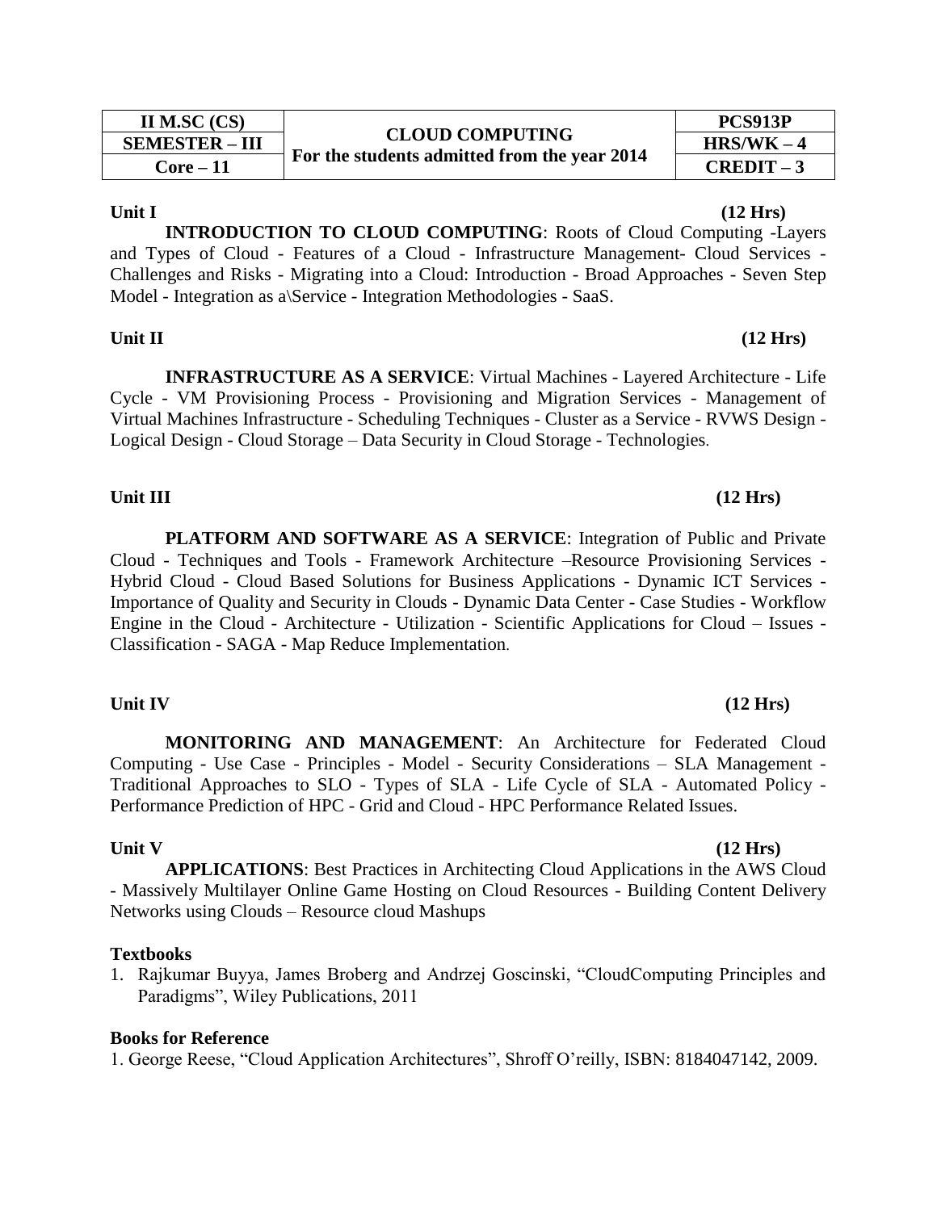| II M.SC (CS) | CLOUD COMPUTING For the students admitted from the year 2014 | PCS913P |
|---|---|---|
| SEMESTER – III | | HRS/WK – 4 |
| Core – 11 | | CREDIT – 3 |

**Unit I** **(12 Hrs)**

**INTRODUCTION TO CLOUD COMPUTING**: Roots of Cloud Computing -Layers and Types of Cloud - Features of a Cloud - Infrastructure Management- Cloud Services - Challenges and Risks - Migrating into a Cloud: Introduction - Broad Approaches - Seven Step Model - Integration as a\Service - Integration Methodologies - SaaS.

**Unit II** **(12 Hrs)**

**INFRASTRUCTURE AS A SERVICE**: Virtual Machines - Layered Architecture - Life Cycle - VM Provisioning Process - Provisioning and Migration Services - Management of Virtual Machines Infrastructure - Scheduling Techniques - Cluster as a Service - RVWS Design - Logical Design - Cloud Storage – Data Security in Cloud Storage - Technologies.

**Unit III** **(12 Hrs)**

**PLATFORM AND SOFTWARE AS A SERVICE**: Integration of Public and Private Cloud - Techniques and Tools - Framework Architecture –Resource Provisioning Services - Hybrid Cloud - Cloud Based Solutions for Business Applications - Dynamic ICT Services - Importance of Quality and Security in Clouds - Dynamic Data Center - Case Studies - Workflow Engine in the Cloud - Architecture - Utilization - Scientific Applications for Cloud – Issues - Classification - SAGA - Map Reduce Implementation.

**Unit IV** **(12 Hrs)**

**MONITORING AND MANAGEMENT**: An Architecture for Federated Cloud Computing - Use Case - Principles - Model - Security Considerations – SLA Management - Traditional Approaches to SLO - Types of SLA - Life Cycle of SLA - Automated Policy - Performance Prediction of HPC - Grid and Cloud - HPC Performance Related Issues.

**Unit V** **(12 Hrs)**

**APPLICATIONS**: Best Practices in Architecting Cloud Applications in the AWS Cloud - Massively Multilayer Online Game Hosting on Cloud Resources - Building Content Delivery Networks using Clouds – Resource cloud Mashups

**Textbooks**

1. Rajkumar Buyya, James Broberg and Andrzej Goscinski, "CloudComputing Principles and Paradigms", Wiley Publications, 2011

**Books for Reference**

1. George Reese, "Cloud Application Architectures", Shroff O'reilly, ISBN: 8184047142, 2009.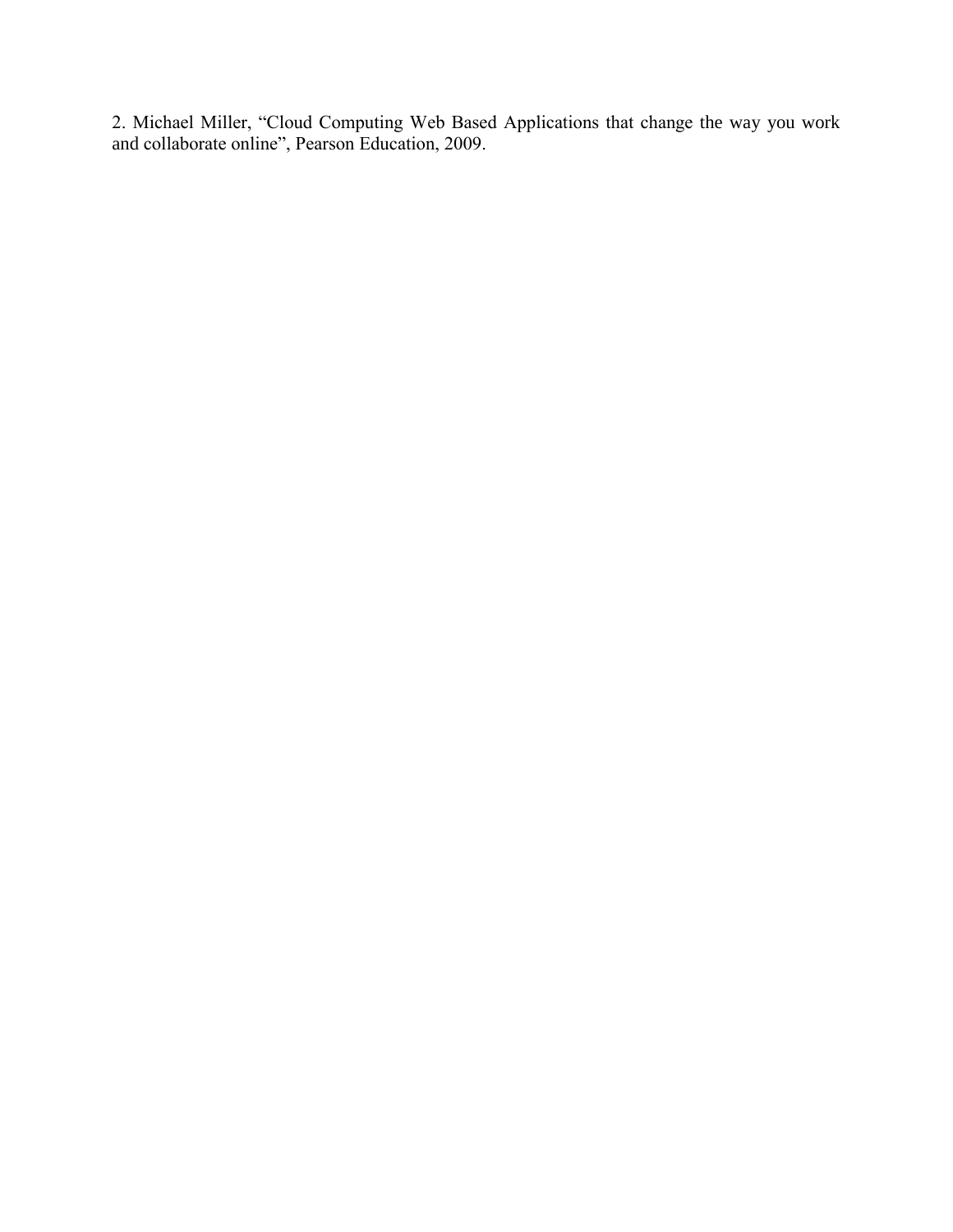2. Michael Miller, “Cloud Computing Web Based Applications that change the way you work and collaborate online”, Pearson Education, 2009.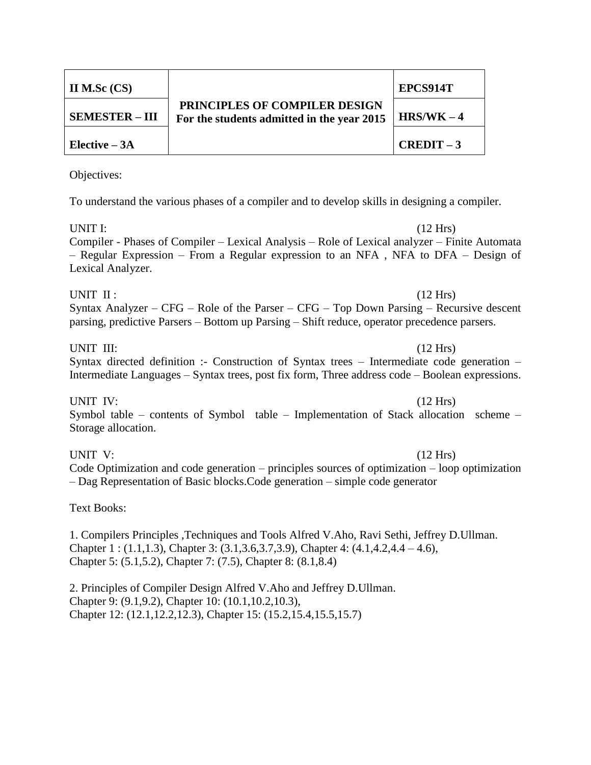| II M.Sc (CS) | PRINCIPLES OF COMPILER DESIGN<br>For the students admitted in the year 2015 | EPCS914T |
|---|---|---|
| SEMESTER – III | | HRS/WK – 4 |
| Elective – 3A | | CREDIT – 3 |

Objectives:

To understand the various phases of a compiler and to develop skills in designing a compiler.

UNIT I: (12 Hrs)
Compiler - Phases of Compiler – Lexical Analysis – Role of Lexical analyzer – Finite Automata – Regular Expression – From a Regular expression to an NFA , NFA to DFA – Design of Lexical Analyzer.

UNIT II : (12 Hrs)
Syntax Analyzer – CFG – Role of the Parser – CFG – Top Down Parsing – Recursive descent parsing, predictive Parsers – Bottom up Parsing – Shift reduce, operator precedence parsers.

UNIT III: (12 Hrs)
Syntax directed definition :- Construction of Syntax trees – Intermediate code generation – Intermediate Languages – Syntax trees, post fix form, Three address code – Boolean expressions.

UNIT IV: (12 Hrs)
Symbol table – contents of Symbol table – Implementation of Stack allocation scheme – Storage allocation.

UNIT V: (12 Hrs)
Code Optimization and code generation – principles sources of optimization – loop optimization – Dag Representation of Basic blocks.Code generation – simple code generator

Text Books:

1. Compilers Principles ,Techniques and Tools Alfred V.Aho, Ravi Sethi, Jeffrey D.Ullman.
Chapter 1 : (1.1,1.3), Chapter 3: (3.1,3.6,3.7,3.9), Chapter 4: (4.1,4.2,4.4 – 4.6),
Chapter 5: (5.1,5.2), Chapter 7: (7.5), Chapter 8: (8.1,8.4)

2. Principles of Compiler Design Alfred V.Aho and Jeffrey D.Ullman.
Chapter 9: (9.1,9.2), Chapter 10: (10.1,10.2,10.3),
Chapter 12: (12.1,12.2,12.3), Chapter 15: (15.2,15.4,15.5,15.7)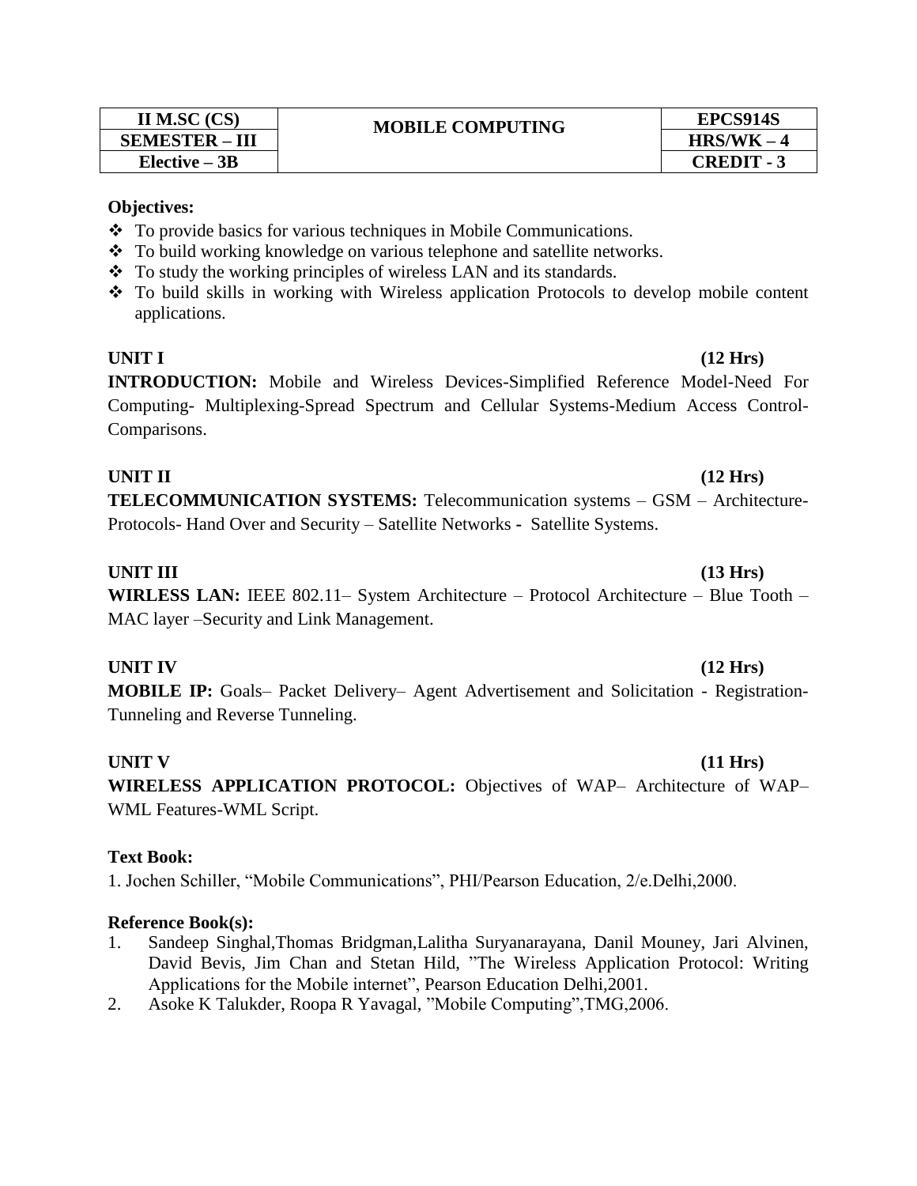| II M.SC (CS) | MOBILE COMPUTING | EPCS914S |
|---|---|---|
| SEMESTER – III | | HRS/WK – 4 |
| Elective – 3B | | CREDIT - 3 |

**Objectives:**

- ❖ To provide basics for various techniques in Mobile Communications.
- ❖ To build working knowledge on various telephone and satellite networks.
- ❖ To study the working principles of wireless LAN and its standards.
- ❖ To build skills in working with Wireless application Protocols to develop mobile content applications.

**UNIT I** **(12 Hrs)**

**INTRODUCTION:** Mobile and Wireless Devices-Simplified Reference Model-Need For Computing- Multiplexing-Spread Spectrum and Cellular Systems-Medium Access Control-Comparisons.

**UNIT II** **(12 Hrs)**

**TELECOMMUNICATION SYSTEMS:** Telecommunication systems – GSM – Architecture-Protocols- Hand Over and Security – Satellite Networks - Satellite Systems.

**UNIT III** **(13 Hrs)**

**WIRLESS LAN:** IEEE 802.11– System Architecture – Protocol Architecture – Blue Tooth – MAC layer –Security and Link Management.

**UNIT IV** **(12 Hrs)**

**MOBILE IP:** Goals– Packet Delivery– Agent Advertisement and Solicitation - Registration-Tunneling and Reverse Tunneling.

**UNIT V** **(11 Hrs)**

**WIRELESS APPLICATION PROTOCOL:** Objectives of WAP– Architecture of WAP– WML Features-WML Script.

**Text Book:**

1. Jochen Schiller, "Mobile Communications", PHI/Pearson Education, 2/e.Delhi,2000.

**Reference Book(s):**

1. Sandeep Singhal,Thomas Bridgman,Lalitha Suryanarayana, Danil Mouney, Jari Alvinen, David Bevis, Jim Chan and Stetan Hild, "The Wireless Application Protocol: Writing Applications for the Mobile internet", Pearson Education Delhi,2001.
2. Asoke K Talukder, Roopa R Yavagal, "Mobile Computing",TMG,2006.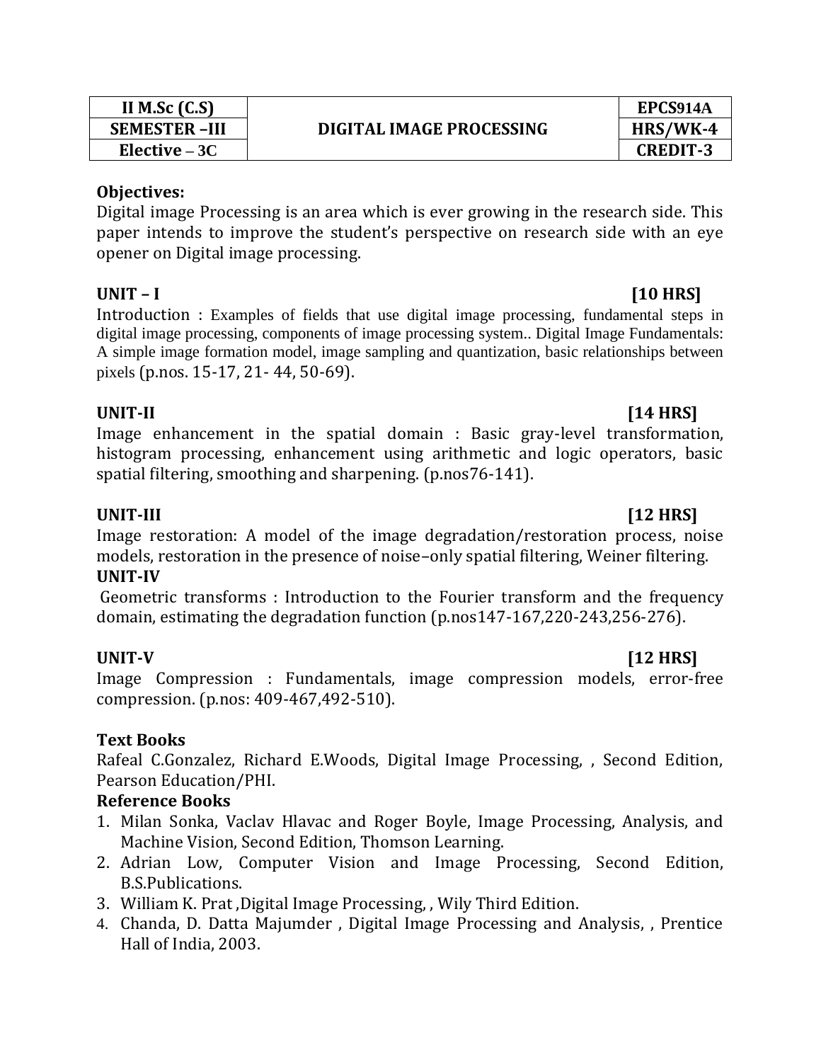| II M.Sc (C.S) | DIGITAL IMAGE PROCESSING | EPCS914A |
| --- | --- | --- |
| SEMESTER –III | | HRS/WK-4 |
| Elective – 3C | | CREDIT-3 |

**Objectives:**
Digital image Processing is an area which is ever growing in the research side. This paper intends to improve the student's perspective on research side with an eye opener on Digital image processing.

**UNIT – I** **[10 HRS]**
Introduction : Examples of fields that use digital image processing, fundamental steps in digital image processing, components of image processing system.. Digital Image Fundamentals: A simple image formation model, image sampling and quantization, basic relationships between pixels (p.nos. 15-17, 21- 44, 50-69).

**UNIT-II** **[14 HRS]**
Image enhancement in the spatial domain : Basic gray-level transformation, histogram processing, enhancement using arithmetic and logic operators, basic spatial filtering, smoothing and sharpening. (p.nos76-141).

**UNIT-III** **[12 HRS]**
Image restoration: A model of the image degradation/restoration process, noise models, restoration in the presence of noise–only spatial filtering, Weiner filtering.
**UNIT-IV**
Geometric transforms : Introduction to the Fourier transform and the frequency domain, estimating the degradation function (p.nos147-167,220-243,256-276).

**UNIT-V** **[12 HRS]**
Image Compression : Fundamentals, image compression models, error-free compression. (p.nos: 409-467,492-510).

**Text Books**
Rafeal C.Gonzalez, Richard E.Woods, Digital Image Processing, , Second Edition, Pearson Education/PHI.

**Reference Books**
1. Milan Sonka, Vaclav Hlavac and Roger Boyle, Image Processing, Analysis, and Machine Vision, Second Edition, Thomson Learning.
2. Adrian Low, Computer Vision and Image Processing, Second Edition, B.S.Publications.
3. William K. Prat ,Digital Image Processing, , Wily Third Edition.
4. Chanda, D. Datta Majumder , Digital Image Processing and Analysis, , Prentice Hall of India, 2003.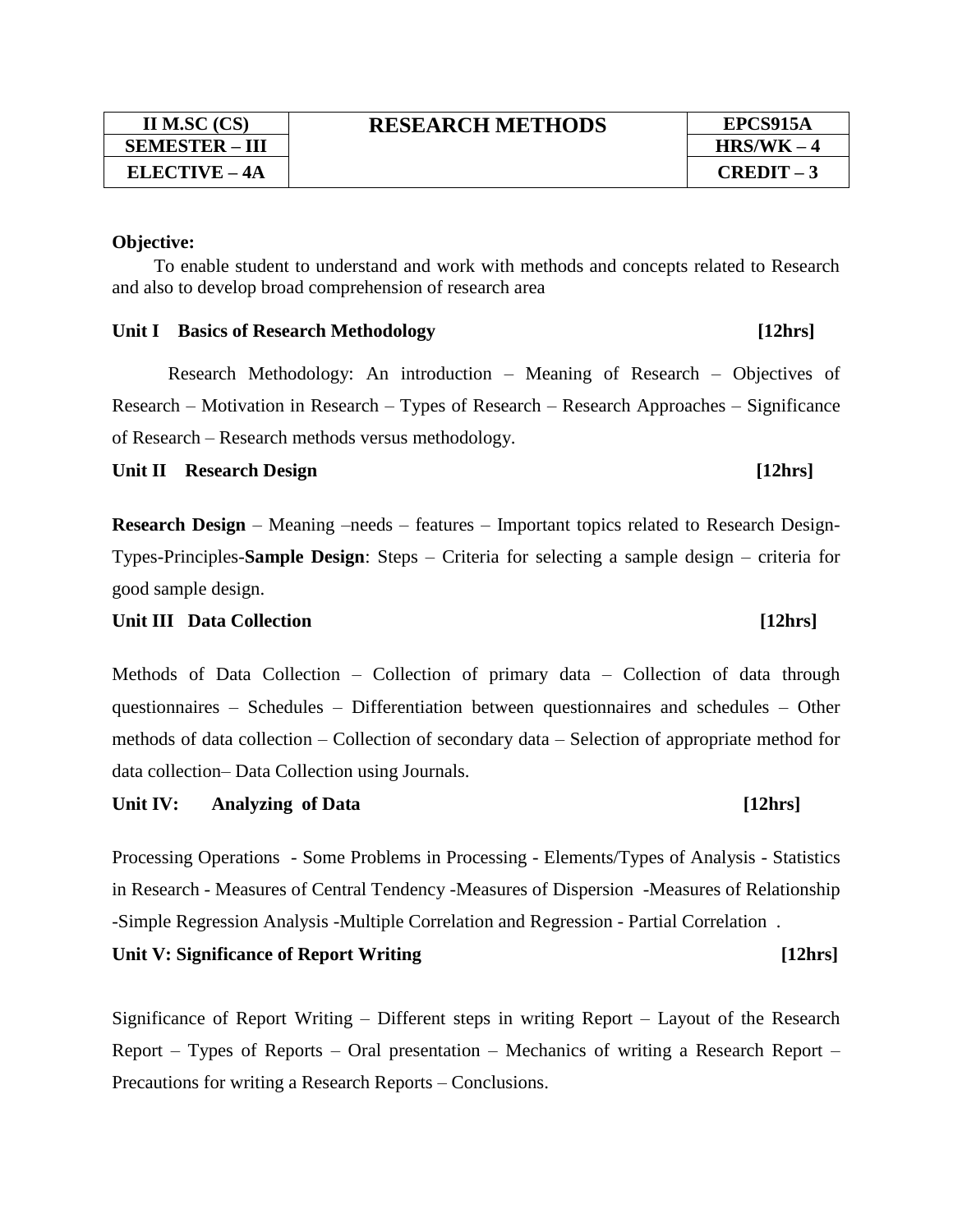| II M.SC (CS) | RESEARCH METHODS | EPCS915A |
|---|---|---|
| SEMESTER – III | | HRS/WK – 4 |
| ELECTIVE – 4A | | CREDIT – 3 |

**Objective:**

To enable student to understand and work with methods and concepts related to Research and also to develop broad comprehension of research area

**Unit I Basics of Research Methodology [12hrs]**

Research Methodology: An introduction – Meaning of Research – Objectives of Research – Motivation in Research – Types of Research – Research Approaches – Significance of Research – Research methods versus methodology.

**Unit II Research Design [12hrs]**

**Research Design** – Meaning –needs – features – Important topics related to Research Design-Types-Principles-**Sample Design**: Steps – Criteria for selecting a sample design – criteria for good sample design.

**Unit III Data Collection [12hrs]**

Methods of Data Collection – Collection of primary data – Collection of data through questionnaires – Schedules – Differentiation between questionnaires and schedules – Other methods of data collection – Collection of secondary data – Selection of appropriate method for data collection– Data Collection using Journals.

**Unit IV: Analyzing of Data [12hrs]**

Processing Operations - Some Problems in Processing - Elements/Types of Analysis - Statistics in Research - Measures of Central Tendency -Measures of Dispersion -Measures of Relationship -Simple Regression Analysis -Multiple Correlation and Regression - Partial Correlation .

**Unit V: Significance of Report Writing [12hrs]**

Significance of Report Writing – Different steps in writing Report – Layout of the Research Report – Types of Reports – Oral presentation – Mechanics of writing a Research Report – Precautions for writing a Research Reports – Conclusions.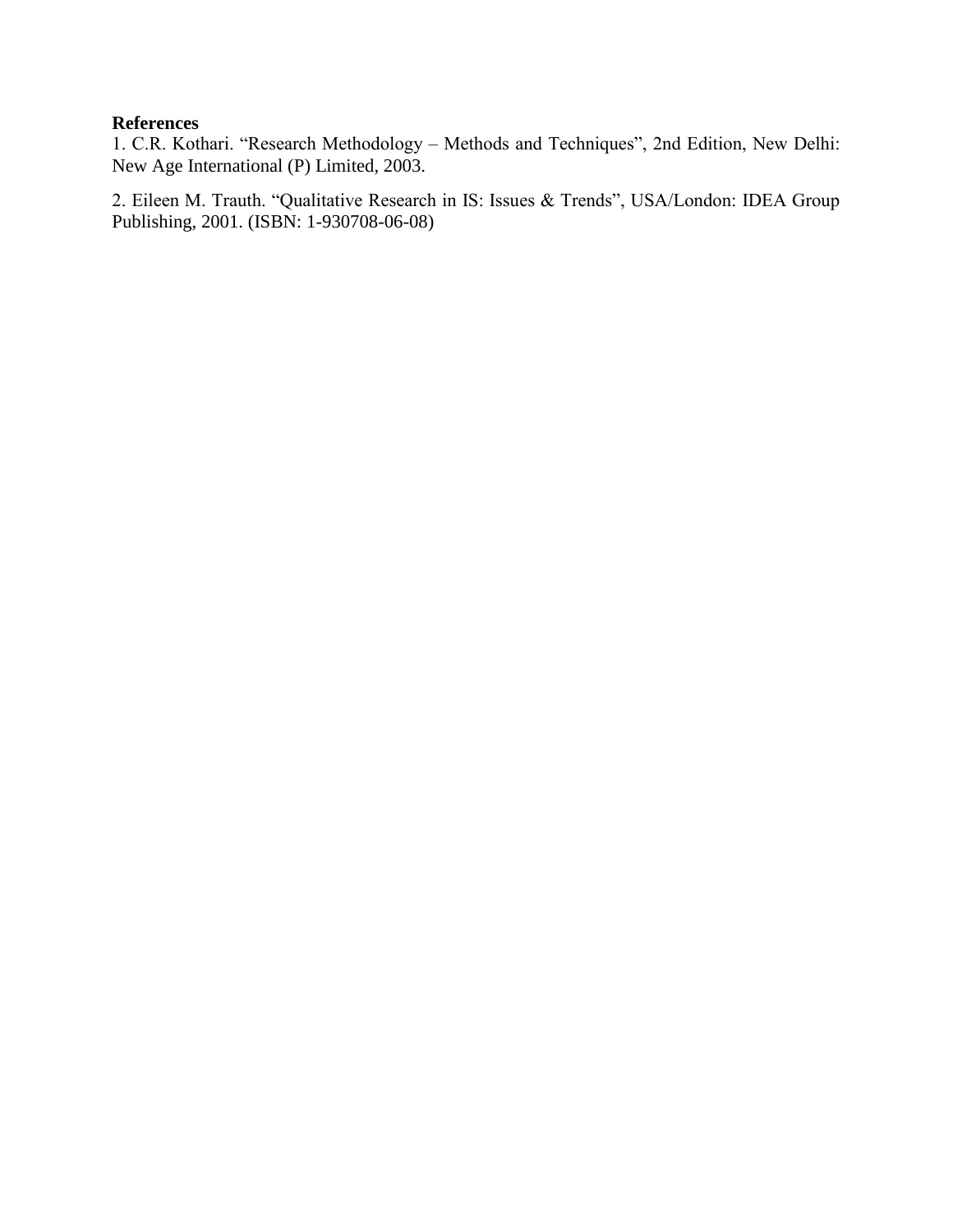**References**

1. C.R. Kothari. “Research Methodology – Methods and Techniques”, 2nd Edition, New Delhi: New Age International (P) Limited, 2003.

2. Eileen M. Trauth. “Qualitative Research in IS: Issues & Trends”, USA/London: IDEA Group Publishing, 2001. (ISBN: 1-930708-06-08)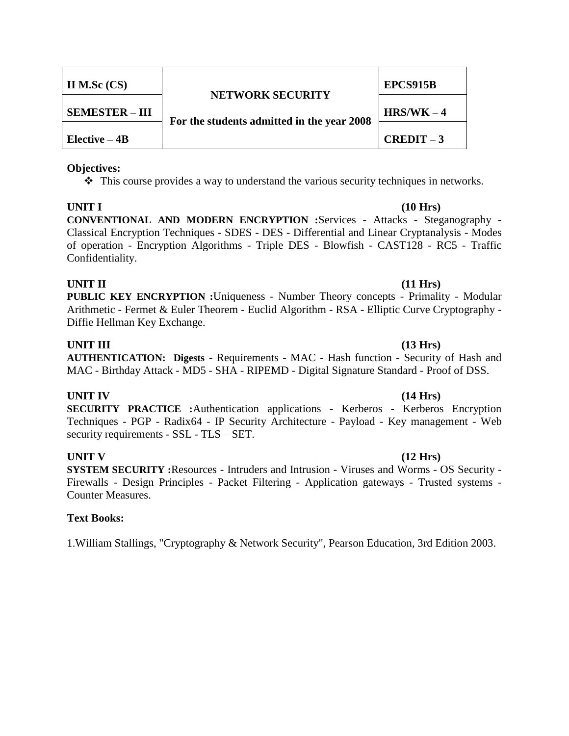| II M.Sc (CS) | NETWORK SECURITY<br>For the students admitted in the year 2008 | EPCS915B |
|---|---|---|
| SEMESTER – III | | HRS/WK – 4 |
| Elective – 4B | | CREDIT – 3 |

**Objectives:**

- This course provides a way to understand the various security techniques in networks.

**UNIT I** **(10 Hrs)**

**CONVENTIONAL AND MODERN ENCRYPTION :**Services - Attacks - Steganography - Classical Encryption Techniques - SDES - DES - Differential and Linear Cryptanalysis - Modes of operation - Encryption Algorithms - Triple DES - Blowfish - CAST128 - RC5 - Traffic Confidentiality.

**UNIT II** **(11 Hrs)**

**PUBLIC KEY ENCRYPTION :**Uniqueness - Number Theory concepts - Primality - Modular Arithmetic - Fermet & Euler Theorem - Euclid Algorithm - RSA - Elliptic Curve Cryptography - Diffie Hellman Key Exchange.

**UNIT III** **(13 Hrs)**

**AUTHENTICATION: Digests** - Requirements - MAC - Hash function - Security of Hash and MAC - Birthday Attack - MD5 - SHA - RIPEMD - Digital Signature Standard - Proof of DSS.

**UNIT IV** **(14 Hrs)**

**SECURITY PRACTICE :**Authentication applications - Kerberos - Kerberos Encryption Techniques - PGP - Radix64 - IP Security Architecture - Payload - Key management - Web security requirements - SSL - TLS – SET.

**UNIT V** **(12 Hrs)**

**SYSTEM SECURITY :**Resources - Intruders and Intrusion - Viruses and Worms - OS Security - Firewalls - Design Principles - Packet Filtering - Application gateways - Trusted systems - Counter Measures.

**Text Books:**

1.William Stallings, "Cryptography & Network Security", Pearson Education, 3rd Edition 2003.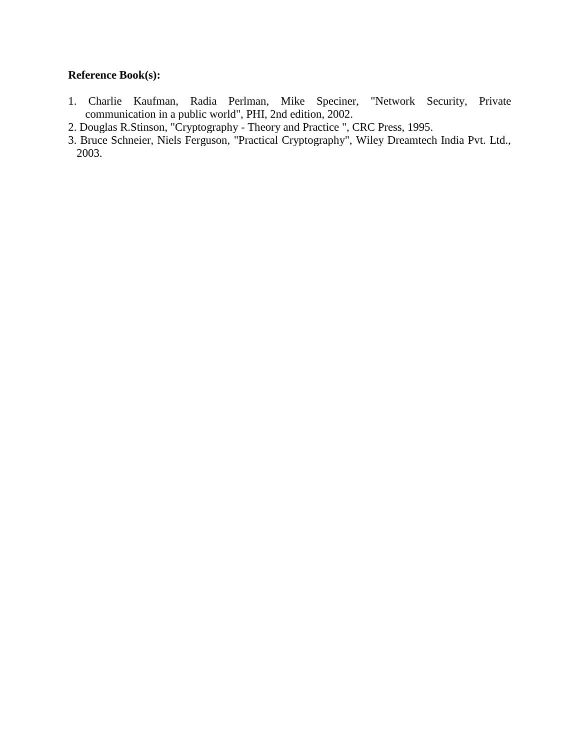**Reference Book(s):**

1. Charlie Kaufman, Radia Perlman, Mike Speciner, "Network Security, Private communication in a public world", PHI, 2nd edition, 2002.
2. Douglas R.Stinson, "Cryptography - Theory and Practice ", CRC Press, 1995.
3. Bruce Schneier, Niels Ferguson, "Practical Cryptography", Wiley Dreamtech India Pvt. Ltd., 2003.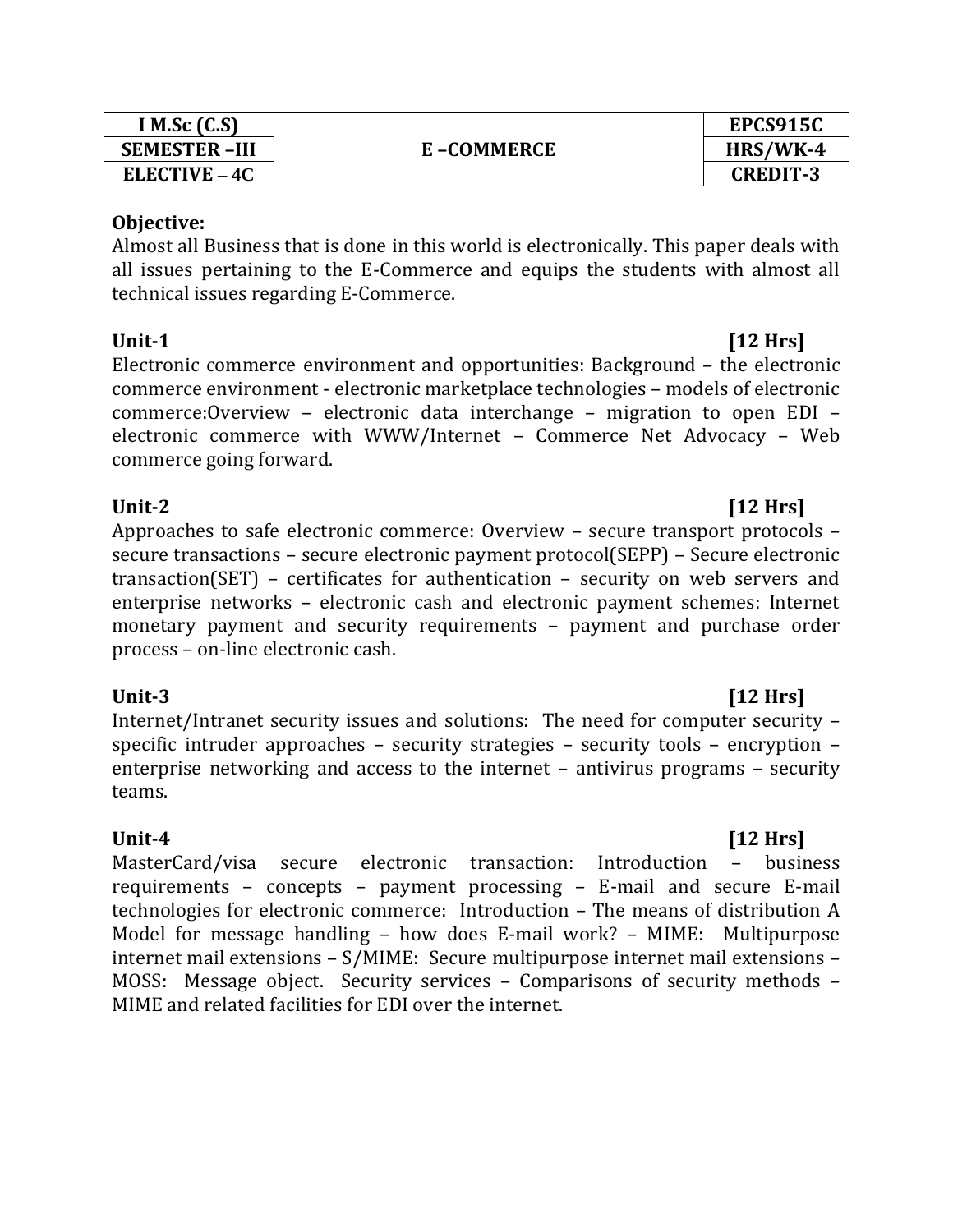| I M.Sc (C.S) | E –COMMERCE | EPCS915C |
|---|---|---|
| SEMESTER –III | | HRS/WK-4 |
| ELECTIVE – 4C | | CREDIT-3 |

**Objective:**
Almost all Business that is done in this world is electronically. This paper deals with all issues pertaining to the E-Commerce and equips the students with almost all technical issues regarding E-Commerce.

**Unit-1** **[12 Hrs]**
Electronic commerce environment and opportunities: Background – the electronic commerce environment - electronic marketplace technologies – models of electronic commerce:Overview – electronic data interchange – migration to open EDI – electronic commerce with WWW/Internet – Commerce Net Advocacy – Web commerce going forward.

**Unit-2** **[12 Hrs]**
Approaches to safe electronic commerce: Overview – secure transport protocols – secure transactions – secure electronic payment protocol(SEPP) – Secure electronic transaction(SET) – certificates for authentication – security on web servers and enterprise networks – electronic cash and electronic payment schemes: Internet monetary payment and security requirements – payment and purchase order process – on-line electronic cash.

**Unit-3** **[12 Hrs]**
Internet/Intranet security issues and solutions: The need for computer security – specific intruder approaches – security strategies – security tools – encryption – enterprise networking and access to the internet – antivirus programs – security teams.

**Unit-4** **[12 Hrs]**
MasterCard/visa secure electronic transaction: Introduction – business requirements – concepts – payment processing – E-mail and secure E-mail technologies for electronic commerce: Introduction – The means of distribution A Model for message handling – how does E-mail work? – MIME: Multipurpose internet mail extensions – S/MIME: Secure multipurpose internet mail extensions – MOSS: Message object. Security services – Comparisons of security methods – MIME and related facilities for EDI over the internet.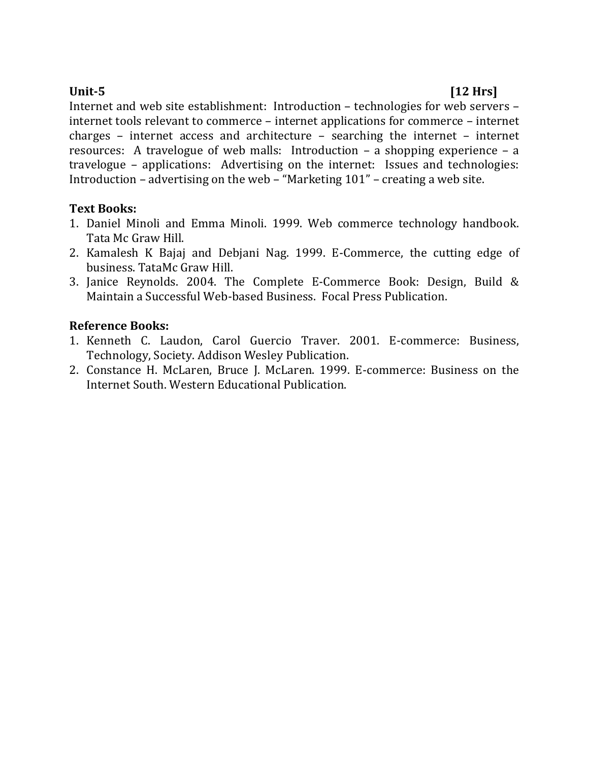**Unit-5** **[12 Hrs]**

Internet and web site establishment: Introduction – technologies for web servers – internet tools relevant to commerce – internet applications for commerce – internet charges – internet access and architecture – searching the internet – internet resources: A travelogue of web malls: Introduction – a shopping experience – a travelogue – applications: Advertising on the internet: Issues and technologies: Introduction – advertising on the web – "Marketing 101" – creating a web site.

**Text Books:**

1. Daniel Minoli and Emma Minoli. 1999. Web commerce technology handbook. Tata Mc Graw Hill.
2. Kamalesh K Bajaj and Debjani Nag. 1999. E-Commerce, the cutting edge of business. TataMc Graw Hill.
3. Janice Reynolds. 2004. The Complete E-Commerce Book: Design, Build & Maintain a Successful Web-based Business. Focal Press Publication.

**Reference Books:**

1. Kenneth C. Laudon, Carol Guercio Traver. 2001. E-commerce: Business, Technology, Society. Addison Wesley Publication.
2. Constance H. McLaren, Bruce J. McLaren. 1999. E-commerce: Business on the Internet South. Western Educational Publication.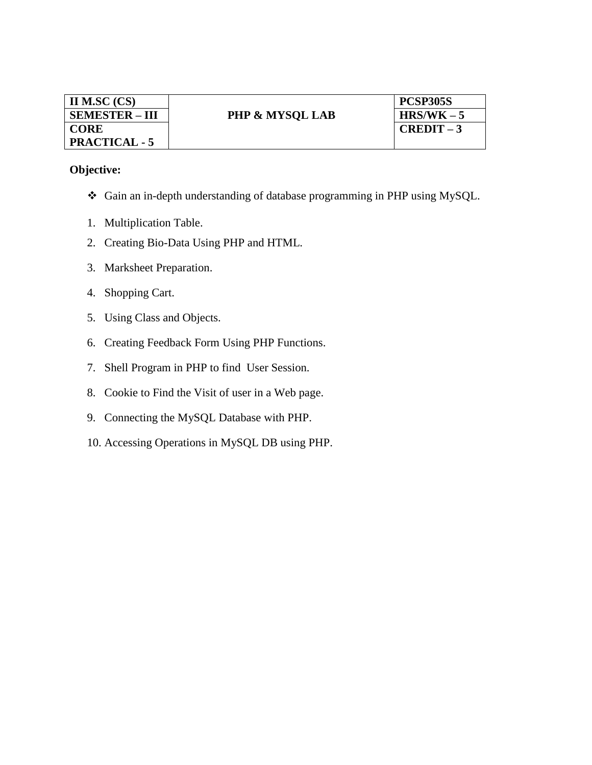| II M.SC (CS) | PHP & MYSQL LAB | PCSP305S |
|---|---|---|
| SEMESTER – III | | HRS/WK – 5 |
| CORE PRACTICAL - 5 | | CREDIT – 3 |

**Objective:**

- Gain an in-depth understanding of database programming in PHP using MySQL.

1. Multiplication Table.
2. Creating Bio-Data Using PHP and HTML.
3. Marksheet Preparation.
4. Shopping Cart.
5. Using Class and Objects.
6. Creating Feedback Form Using PHP Functions.
7. Shell Program in PHP to find User Session.
8. Cookie to Find the Visit of user in a Web page.
9. Connecting the MySQL Database with PHP.
10. Accessing Operations in MySQL DB using PHP.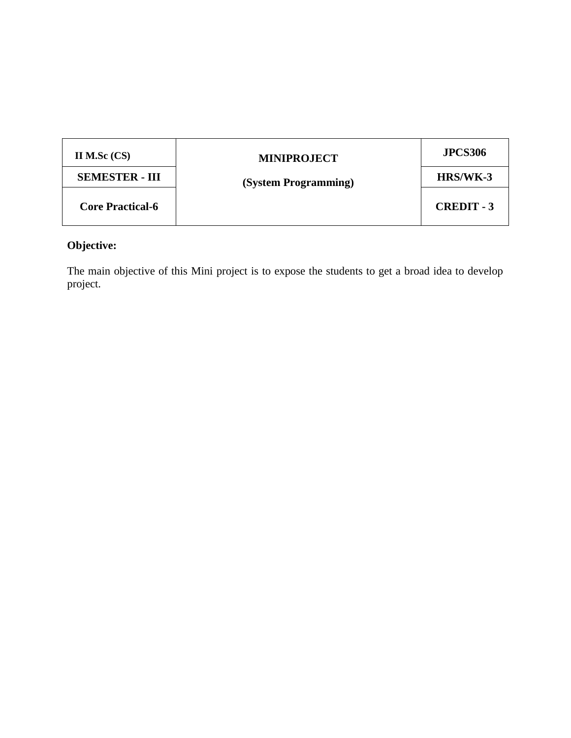| II M.Sc (CS) | **MINIPROJECT** | JPCS306 |
|---|---|---|
| SEMESTER - III | **(System Programming)** | HRS/WK-3 |
| Core Practical-6 | | CREDIT - 3 |

**Objective:**

The main objective of this Mini project is to expose the students to get a broad idea to develop project.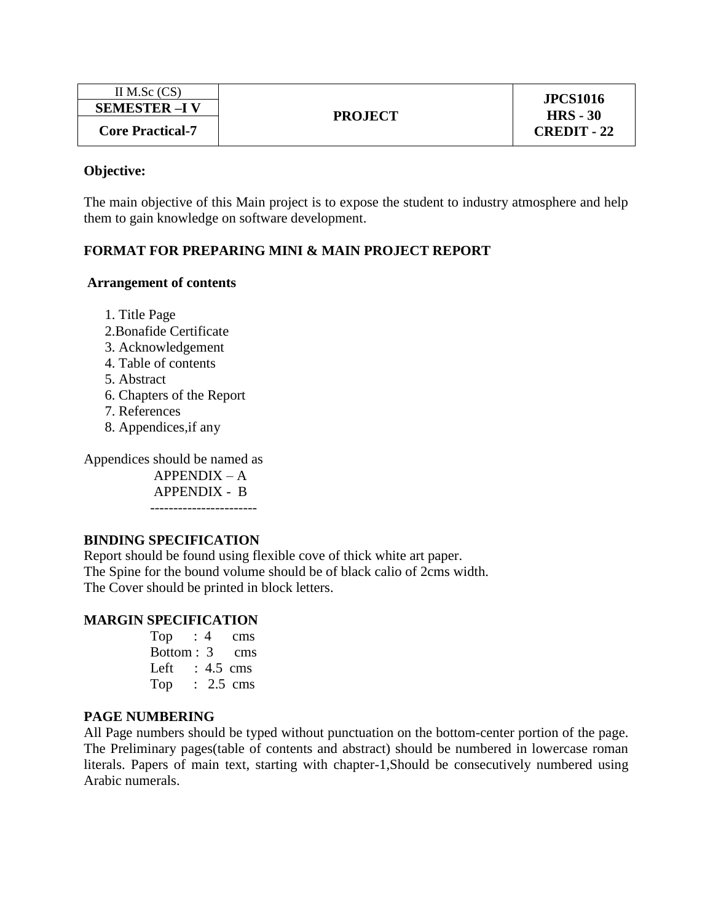| II M.Sc (CS)<br>**SEMESTER –I V**<br>**Core Practical-7** | **PROJECT** | **JPCS1016**<br>**HRS - 30**<br>**CREDIT - 22** |
|---|---|---|

**Objective:**

The main objective of this Main project is to expose the student to industry atmosphere and help them to gain knowledge on software development.

**FORMAT FOR PREPARING MINI & MAIN PROJECT REPORT**

**Arrangement of contents**

1. Title Page
2. Bonafide Certificate
3. Acknowledgement
4. Table of contents
5. Abstract
6. Chapters of the Report
7. References
8. Appendices,if any

Appendices should be named as

APPENDIX – A
APPENDIX - B
-----------------------

**BINDING SPECIFICATION**

Report should be found using flexible cove of thick white art paper.
The Spine for the bound volume should be of black calio of 2cms width.
The Cover should be printed in block letters.

**MARGIN SPECIFICATION**

Top : 4 cms
Bottom : 3 cms
Left : 4.5 cms
Top : 2.5 cms

**PAGE NUMBERING**

All Page numbers should be typed without punctuation on the bottom-center portion of the page. The Preliminary pages(table of contents and abstract) should be numbered in lowercase roman literals. Papers of main text, starting with chapter-1,Should be consecutively numbered using Arabic numerals.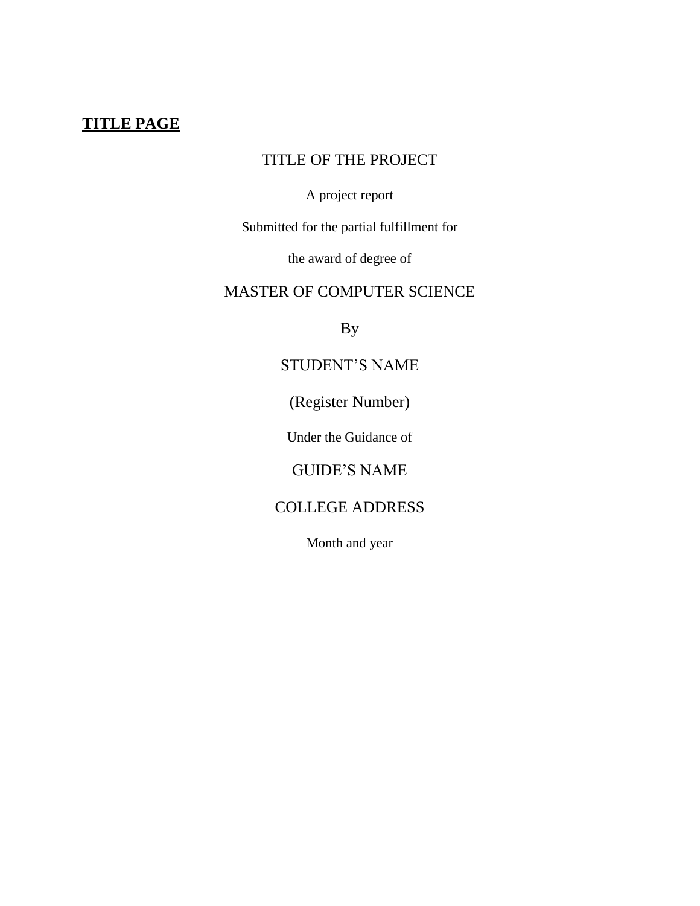**TITLE PAGE**

TITLE OF THE PROJECT

A project report

Submitted for the partial fulfillment for

the award of degree of

MASTER OF COMPUTER SCIENCE

By

STUDENT'S NAME

(Register Number)

Under the Guidance of

GUIDE'S NAME

COLLEGE ADDRESS

Month and year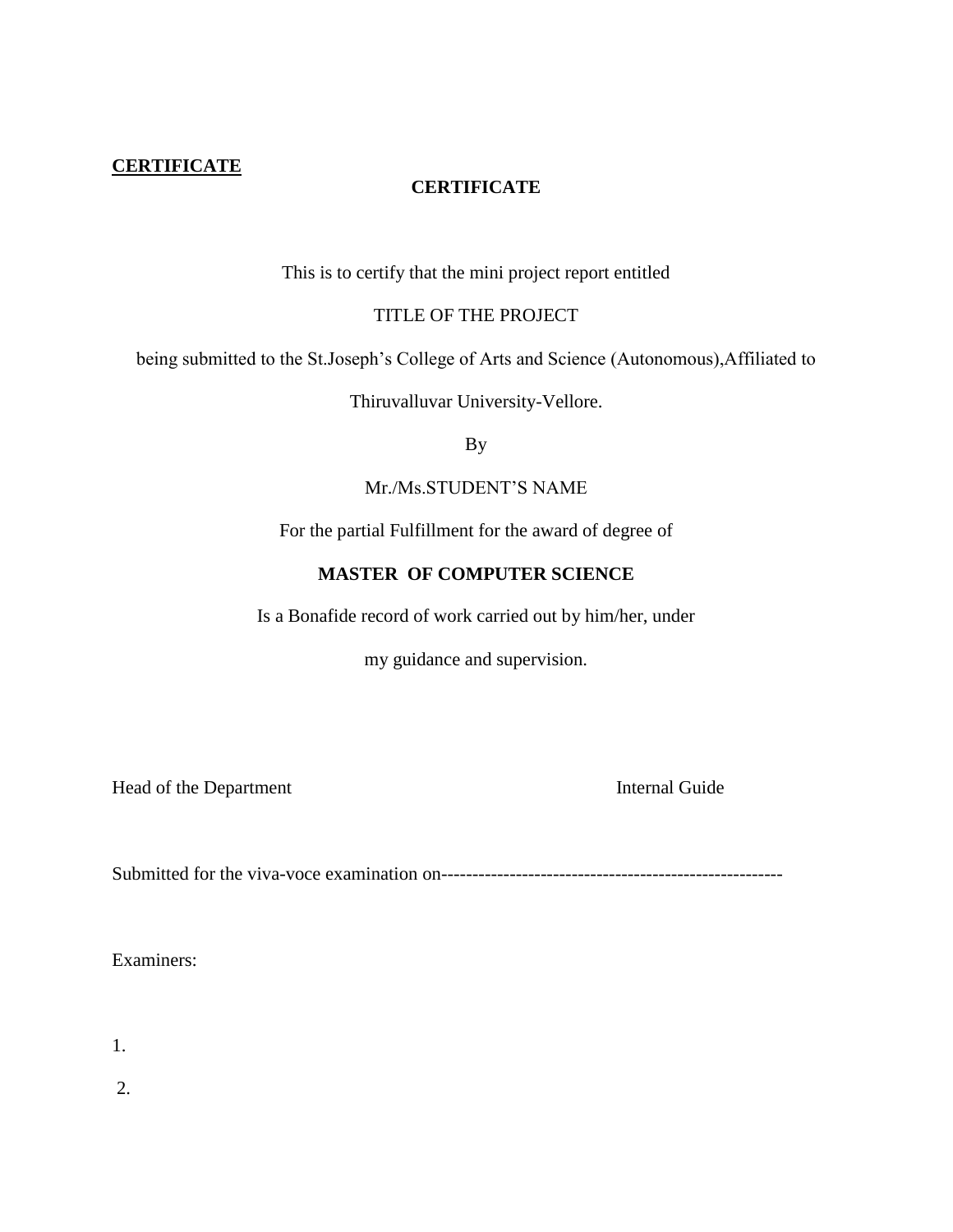**CERTIFICATE**

**CERTIFICATE**

This is to certify that the mini project report entitled

TITLE OF THE PROJECT

being submitted to the St.Joseph's College of Arts and Science (Autonomous),Affiliated to

Thiruvalluvar University-Vellore.

By

Mr./Ms.STUDENT'S NAME

For the partial Fulfillment for the award of degree of

**MASTER OF COMPUTER SCIENCE**

Is a Bonafide record of work carried out by him/her, under

my guidance and supervision.

Head of the Department                                                                 Internal Guide

Submitted for the viva-voce examination on------------------------------------------------------

Examiners:

1.

2.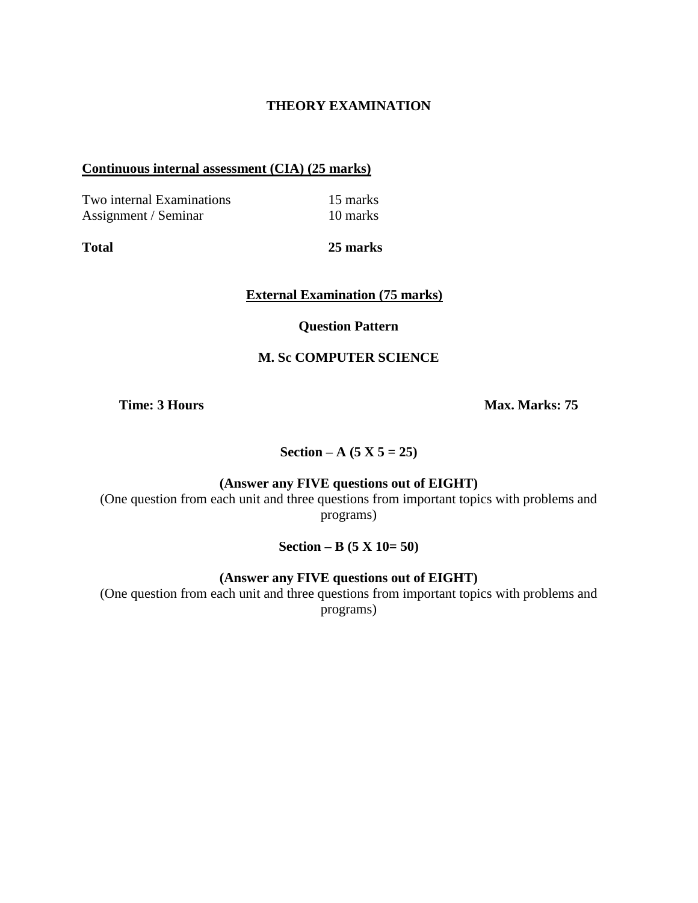## THEORY EXAMINATION

**Continuous internal assessment (CIA) (25 marks)**

| | |
|---|---|
| Two internal Examinations | 15 marks |
| Assignment / Seminar | 10 marks |
| **Total** | **25 marks** |

**External Examination (75 marks)**

**Question Pattern**

**M. Sc COMPUTER SCIENCE**

**Time: 3 Hours** **Max. Marks: 75**

**Section – A (5 X 5 = 25)**

**(Answer any FIVE questions out of EIGHT)**

(One question from each unit and three questions from important topics with problems and programs)

**Section – B (5 X 10= 50)**

**(Answer any FIVE questions out of EIGHT)**

(One question from each unit and three questions from important topics with problems and programs)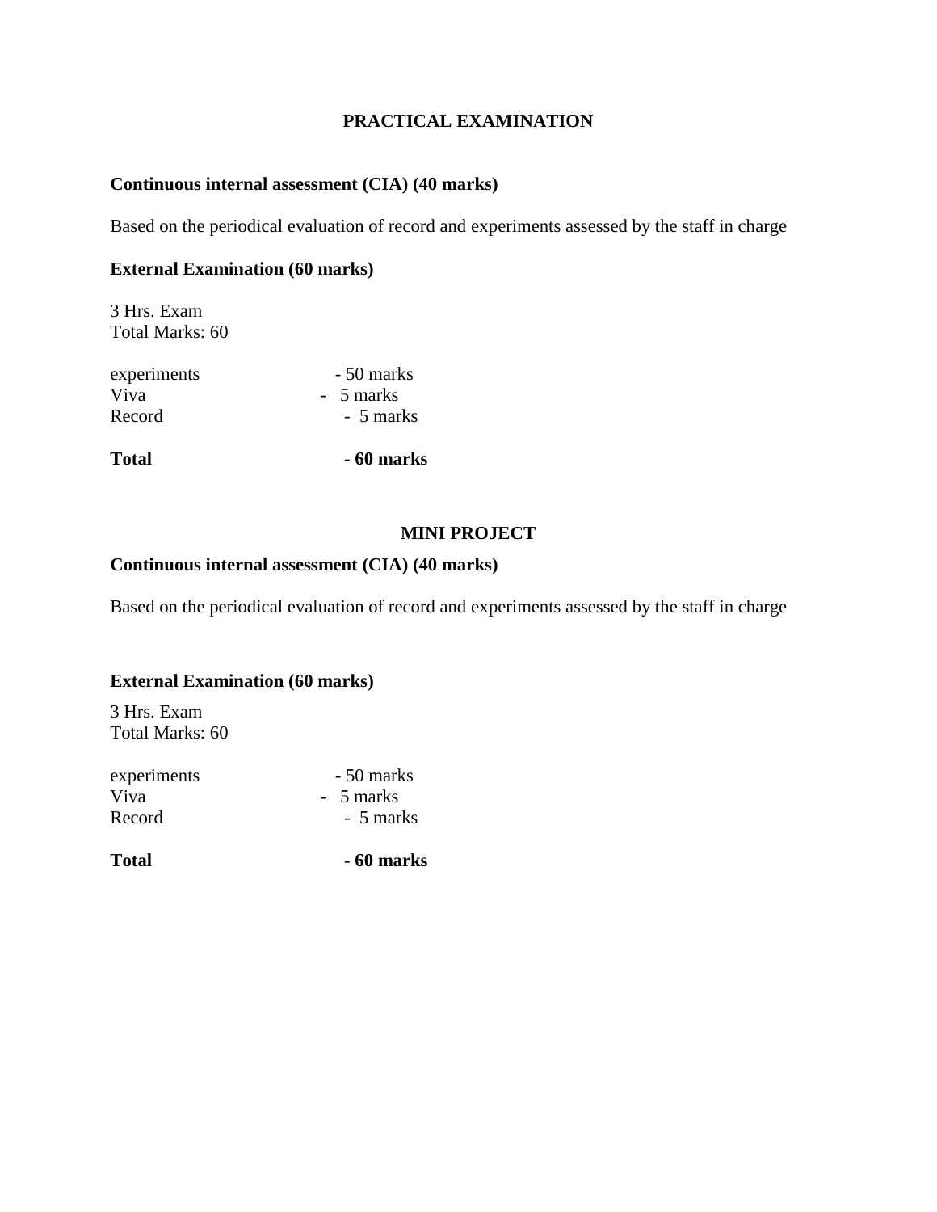## PRACTICAL EXAMINATION

**Continuous internal assessment (CIA) (40 marks)**

Based on the periodical evaluation of record and experiments assessed by the staff in charge

**External Examination (60 marks)**

3 Hrs. Exam
Total Marks: 60

| | |
|---|---|
| experiments | - 50 marks |
| Viva | - 5 marks |
| Record | - 5 marks |
| **Total** | **- 60 marks** |

## MINI PROJECT

**Continuous internal assessment (CIA) (40 marks)**

Based on the periodical evaluation of record and experiments assessed by the staff in charge

**External Examination (60 marks)**

3 Hrs. Exam
Total Marks: 60

| | |
|---|---|
| experiments | - 50 marks |
| Viva | - 5 marks |
| Record | - 5 marks |
| **Total** | **- 60 marks** |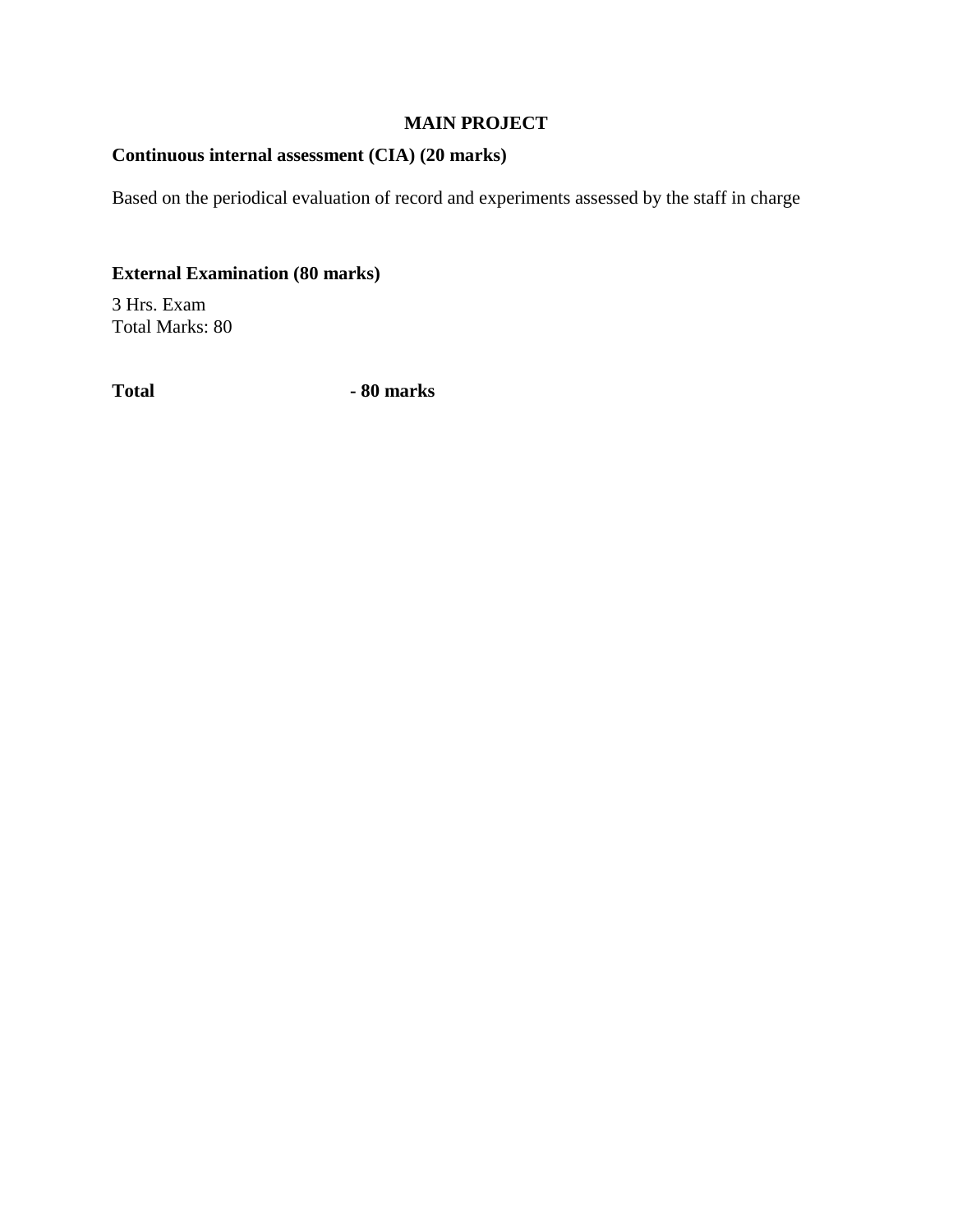# MAIN PROJECT

**Continuous internal assessment (CIA) (20 marks)**

Based on the periodical evaluation of record and experiments assessed by the staff in charge

**External Examination (80 marks)**

3 Hrs. Exam
Total Marks: 80

**Total - 80 marks**